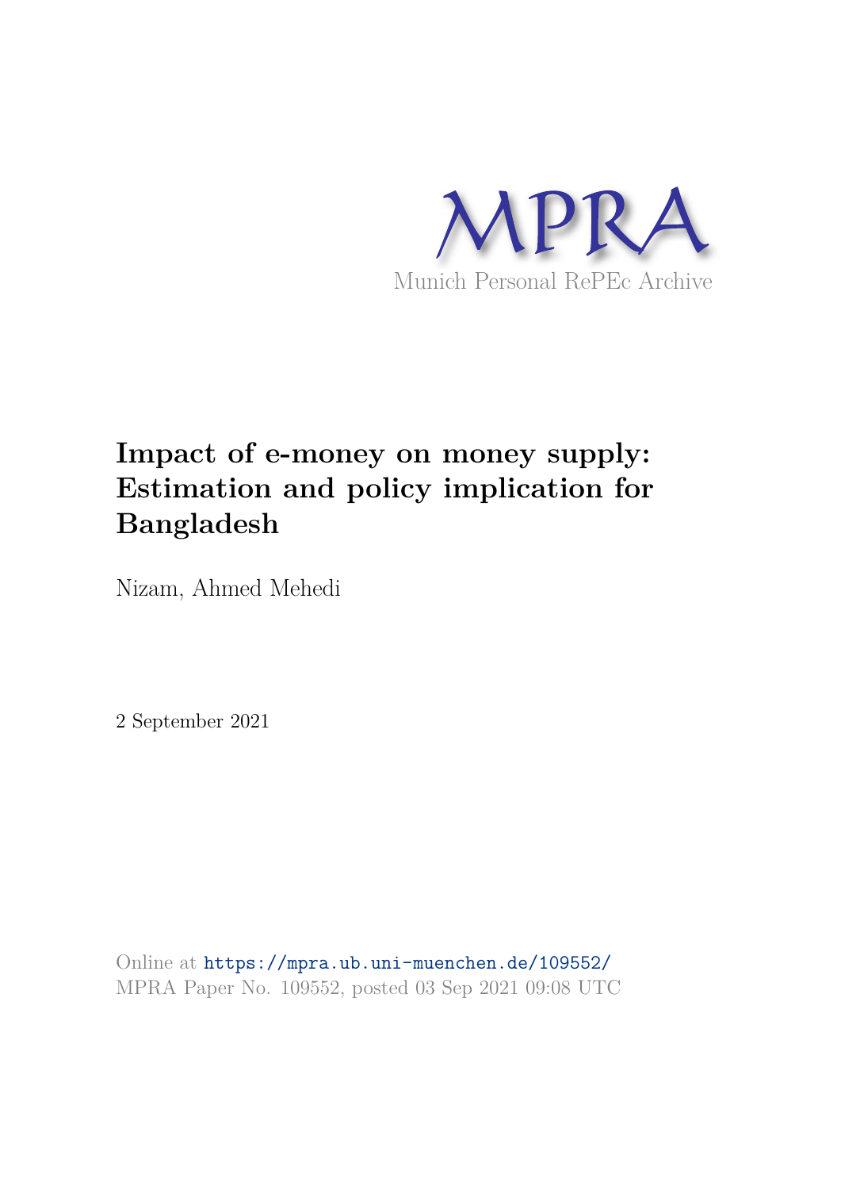MPRA

Munich Personal RePEc Archive

# Impact of e-money on money supply: Estimation and policy implication for Bangladesh

Nizam, Ahmed Mehedi

2 September 2021

Online at https://mpra.ub.uni-muenchen.de/109552/
MPRA Paper No. 109552, posted 03 Sep 2021 09:08 UTC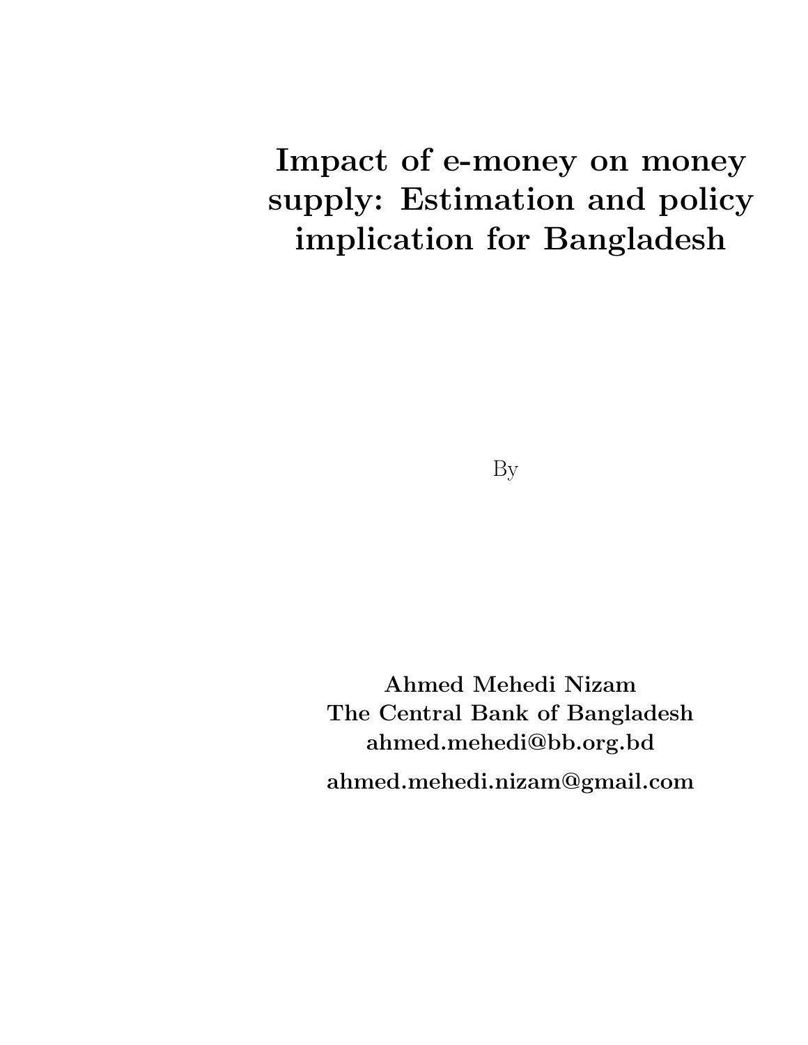# Impact of e-money on money supply: Estimation and policy implication for Bangladesh

By

**Ahmed Mehedi Nizam**
**The Central Bank of Bangladesh**
**ahmed.mehedi@bb.org.bd**
**ahmed.mehedi.nizam@gmail.com**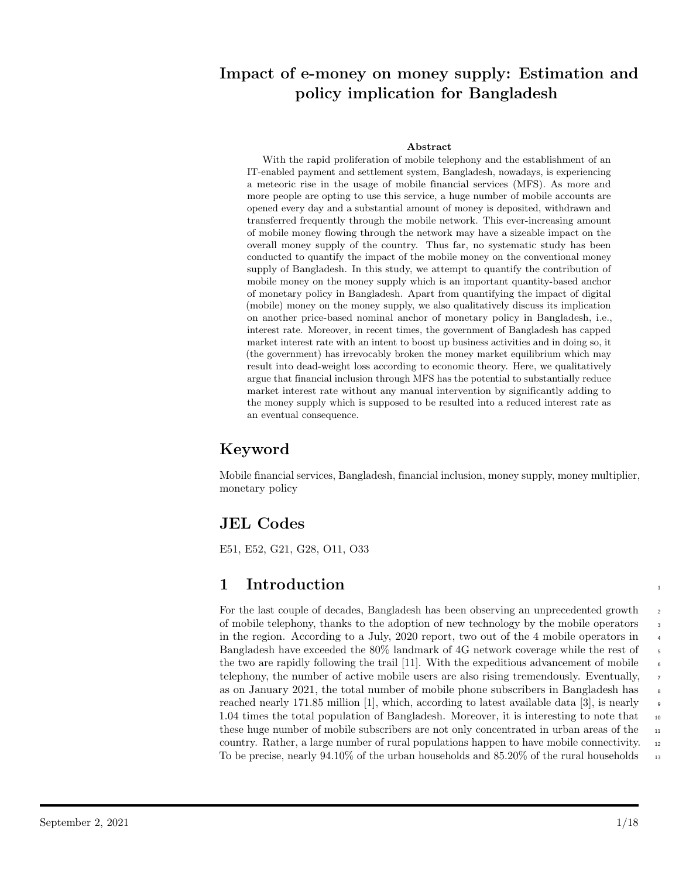# Impact of e-money on money supply: Estimation and policy implication for Bangladesh

**Abstract**

With the rapid proliferation of mobile telephony and the establishment of an IT-enabled payment and settlement system, Bangladesh, nowadays, is experiencing a meteoric rise in the usage of mobile financial services (MFS). As more and more people are opting to use this service, a huge number of mobile accounts are opened every day and a substantial amount of money is deposited, withdrawn and transferred frequently through the mobile network. This ever-increasing amount of mobile money flowing through the network may have a sizeable impact on the overall money supply of the country. Thus far, no systematic study has been conducted to quantify the impact of the mobile money on the conventional money supply of Bangladesh. In this study, we attempt to quantify the contribution of mobile money on the money supply which is an important quantity-based anchor of monetary policy in Bangladesh. Apart from quantifying the impact of digital (mobile) money on the money supply, we also qualitatively discuss its implication on another price-based nominal anchor of monetary policy in Bangladesh, i.e., interest rate. Moreover, in recent times, the government of Bangladesh has capped market interest rate with an intent to boost up business activities and in doing so, it (the government) has irrevocably broken the money market equilibrium which may result into dead-weight loss according to economic theory. Here, we qualitatively argue that financial inclusion through MFS has the potential to substantially reduce market interest rate without any manual intervention by significantly adding to the money supply which is supposed to be resulted into a reduced interest rate as an eventual consequence.

## Keyword

Mobile financial services, Bangladesh, financial inclusion, money supply, money multiplier, monetary policy

## JEL Codes

E51, E52, G21, G28, O11, O33

## 1 Introduction

For the last couple of decades, Bangladesh has been observing an unprecedented growth of mobile telephony, thanks to the adoption of new technology by the mobile operators in the region. According to a July, 2020 report, two out of the 4 mobile operators in Bangladesh have exceeded the 80% landmark of 4G network coverage while the rest of the two are rapidly following the trail [11]. With the expeditious advancement of mobile telephony, the number of active mobile users are also rising tremendously. Eventually, as on January 2021, the total number of mobile phone subscribers in Bangladesh has reached nearly 171.85 million [1], which, according to latest available data [3], is nearly 1.04 times the total population of Bangladesh. Moreover, it is interesting to note that these huge number of mobile subscribers are not only concentrated in urban areas of the country. Rather, a large number of rural populations happen to have mobile connectivity. To be precise, nearly 94.10% of the urban households and 85.20% of the rural households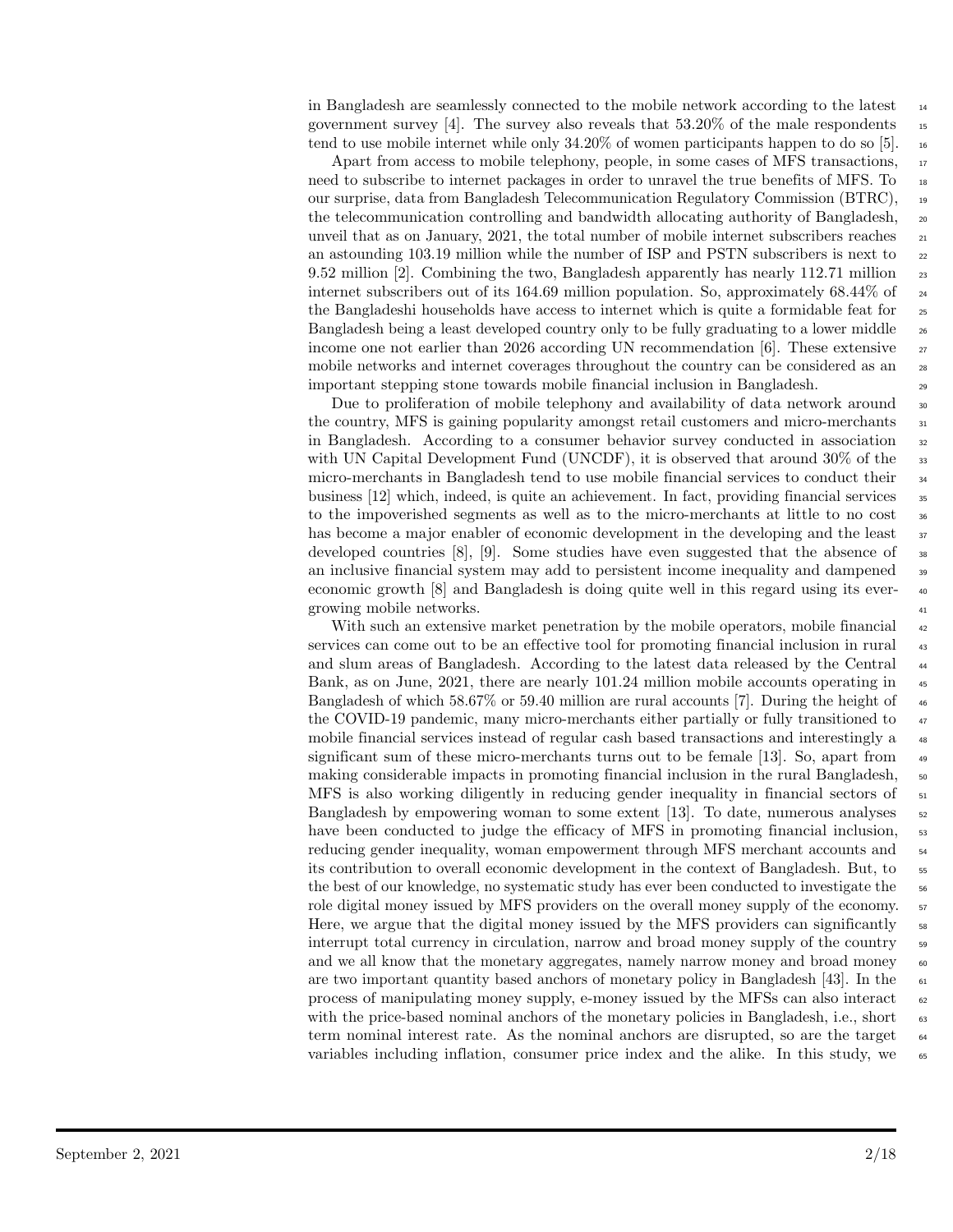in Bangladesh are seamlessly connected to the mobile network according to the latest government survey [4]. The survey also reveals that 53.20% of the male respondents tend to use mobile internet while only 34.20% of women participants happen to do so [5].

Apart from access to mobile telephony, people, in some cases of MFS transactions, need to subscribe to internet packages in order to unravel the true benefits of MFS. To our surprise, data from Bangladesh Telecommunication Regulatory Commission (BTRC), the telecommunication controlling and bandwidth allocating authority of Bangladesh, unveil that as on January, 2021, the total number of mobile internet subscribers reaches an astounding 103.19 million while the number of ISP and PSTN subscribers is next to 9.52 million [2]. Combining the two, Bangladesh apparently has nearly 112.71 million internet subscribers out of its 164.69 million population. So, approximately 68.44% of the Bangladeshi households have access to internet which is quite a formidable feat for Bangladesh being a least developed country only to be fully graduating to a lower middle income one not earlier than 2026 according UN recommendation [6]. These extensive mobile networks and internet coverages throughout the country can be considered as an important stepping stone towards mobile financial inclusion in Bangladesh.

Due to proliferation of mobile telephony and availability of data network around the country, MFS is gaining popularity amongst retail customers and micro-merchants in Bangladesh. According to a consumer behavior survey conducted in association with UN Capital Development Fund (UNCDF), it is observed that around 30% of the micro-merchants in Bangladesh tend to use mobile financial services to conduct their business [12] which, indeed, is quite an achievement. In fact, providing financial services to the impoverished segments as well as to the micro-merchants at little to no cost has become a major enabler of economic development in the developing and the least developed countries [8], [9]. Some studies have even suggested that the absence of an inclusive financial system may add to persistent income inequality and dampened economic growth [8] and Bangladesh is doing quite well in this regard using its ever-growing mobile networks.

With such an extensive market penetration by the mobile operators, mobile financial services can come out to be an effective tool for promoting financial inclusion in rural and slum areas of Bangladesh. According to the latest data released by the Central Bank, as on June, 2021, there are nearly 101.24 million mobile accounts operating in Bangladesh of which 58.67% or 59.40 million are rural accounts [7]. During the height of the COVID-19 pandemic, many micro-merchants either partially or fully transitioned to mobile financial services instead of regular cash based transactions and interestingly a significant sum of these micro-merchants turns out to be female [13]. So, apart from making considerable impacts in promoting financial inclusion in the rural Bangladesh, MFS is also working diligently in reducing gender inequality in financial sectors of Bangladesh by empowering woman to some extent [13]. To date, numerous analyses have been conducted to judge the efficacy of MFS in promoting financial inclusion, reducing gender inequality, woman empowerment through MFS merchant accounts and its contribution to overall economic development in the context of Bangladesh. But, to the best of our knowledge, no systematic study has ever been conducted to investigate the role digital money issued by MFS providers on the overall money supply of the economy. Here, we argue that the digital money issued by the MFS providers can significantly interrupt total currency in circulation, narrow and broad money supply of the country and we all know that the monetary aggregates, namely narrow money and broad money are two important quantity based anchors of monetary policy in Bangladesh [43]. In the process of manipulating money supply, e-money issued by the MFSs can also interact with the price-based nominal anchors of the monetary policies in Bangladesh, i.e., short term nominal interest rate. As the nominal anchors are disrupted, so are the target variables including inflation, consumer price index and the alike. In this study, we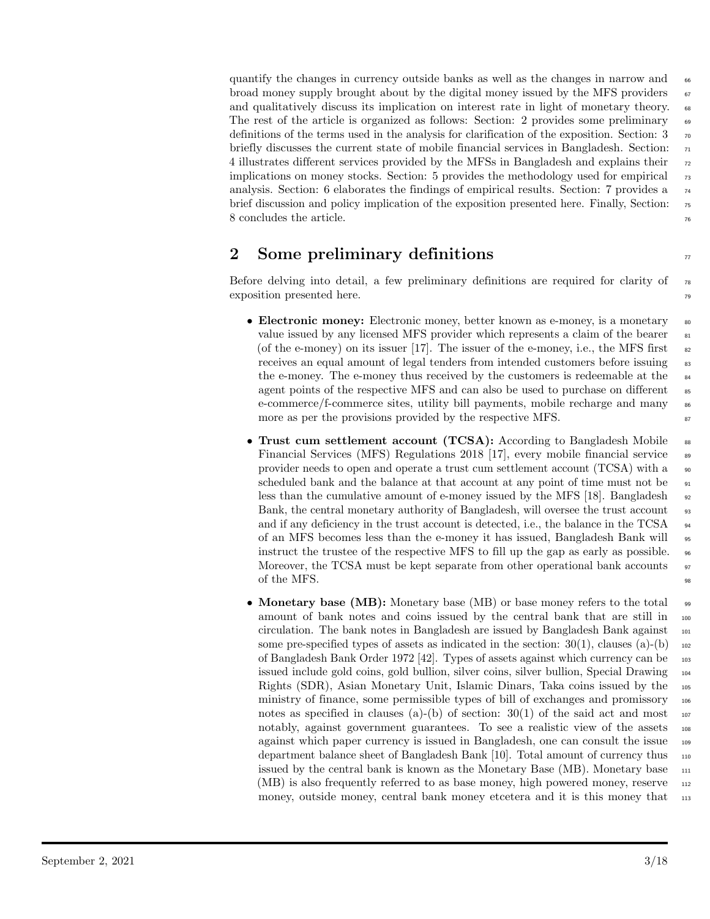quantify the changes in currency outside banks as well as the changes in narrow and broad money supply brought about by the digital money issued by the MFS providers and qualitatively discuss its implication on interest rate in light of monetary theory. The rest of the article is organized as follows: Section: 2 provides some preliminary definitions of the terms used in the analysis for clarification of the exposition. Section: 3 briefly discusses the current state of mobile financial services in Bangladesh. Section: 4 illustrates different services provided by the MFSs in Bangladesh and explains their implications on money stocks. Section: 5 provides the methodology used for empirical analysis. Section: 6 elaborates the findings of empirical results. Section: 7 provides a brief discussion and policy implication of the exposition presented here. Finally, Section: 8 concludes the article.

## 2 Some preliminary definitions

Before delving into detail, a few preliminary definitions are required for clarity of exposition presented here.

- **Electronic money:** Electronic money, better known as e-money, is a monetary value issued by any licensed MFS provider which represents a claim of the bearer (of the e-money) on its issuer [17]. The issuer of the e-money, i.e., the MFS first receives an equal amount of legal tenders from intended customers before issuing the e-money. The e-money thus received by the customers is redeemable at the agent points of the respective MFS and can also be used to purchase on different e-commerce/f-commerce sites, utility bill payments, mobile recharge and many more as per the provisions provided by the respective MFS.
- **Trust cum settlement account (TCSA):** According to Bangladesh Mobile Financial Services (MFS) Regulations 2018 [17], every mobile financial service provider needs to open and operate a trust cum settlement account (TCSA) with a scheduled bank and the balance at that account at any point of time must not be less than the cumulative amount of e-money issued by the MFS [18]. Bangladesh Bank, the central monetary authority of Bangladesh, will oversee the trust account and if any deficiency in the trust account is detected, i.e., the balance in the TCSA of an MFS becomes less than the e-money it has issued, Bangladesh Bank will instruct the trustee of the respective MFS to fill up the gap as early as possible. Moreover, the TCSA must be kept separate from other operational bank accounts of the MFS.
- **Monetary base (MB):** Monetary base (MB) or base money refers to the total amount of bank notes and coins issued by the central bank that are still in circulation. The bank notes in Bangladesh are issued by Bangladesh Bank against some pre-specified types of assets as indicated in the section: 30(1), clauses (a)-(b) of Bangladesh Bank Order 1972 [42]. Types of assets against which currency can be issued include gold coins, gold bullion, silver coins, silver bullion, Special Drawing Rights (SDR), Asian Monetary Unit, Islamic Dinars, Taka coins issued by the ministry of finance, some permissible types of bill of exchanges and promissory notes as specified in clauses (a)-(b) of section: 30(1) of the said act and most notably, against government guarantees. To see a realistic view of the assets against which paper currency is issued in Bangladesh, one can consult the issue department balance sheet of Bangladesh Bank [10]. Total amount of currency thus issued by the central bank is known as the Monetary Base (MB). Monetary base (MB) is also frequently referred to as base money, high powered money, reserve money, outside money, central bank money etcetera and it is this money that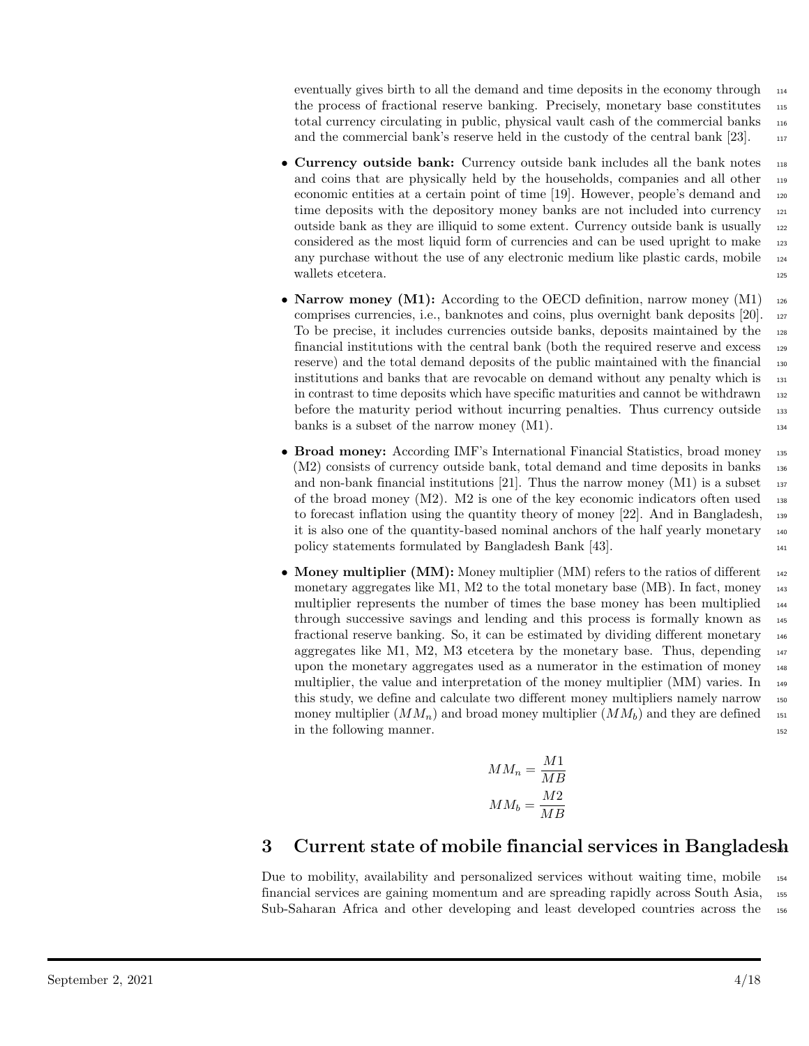eventually gives birth to all the demand and time deposits in the economy through the process of fractional reserve banking. Precisely, monetary base constitutes total currency circulating in public, physical vault cash of the commercial banks and the commercial bank's reserve held in the custody of the central bank [23].

- **Currency outside bank:** Currency outside bank includes all the bank notes and coins that are physically held by the households, companies and all other economic entities at a certain point of time [19]. However, people's demand and time deposits with the depository money banks are not included into currency outside bank as they are illiquid to some extent. Currency outside bank is usually considered as the most liquid form of currencies and can be used upright to make any purchase without the use of any electronic medium like plastic cards, mobile wallets etcetera.

- **Narrow money (M1):** According to the OECD definition, narrow money (M1) comprises currencies, i.e., banknotes and coins, plus overnight bank deposits [20]. To be precise, it includes currencies outside banks, deposits maintained by the financial institutions with the central bank (both the required reserve and excess reserve) and the total demand deposits of the public maintained with the financial institutions and banks that are revocable on demand without any penalty which is in contrast to time deposits which have specific maturities and cannot be withdrawn before the maturity period without incurring penalties. Thus currency outside banks is a subset of the narrow money (M1).

- **Broad money:** According IMF's International Financial Statistics, broad money (M2) consists of currency outside bank, total demand and time deposits in banks and non-bank financial institutions [21]. Thus the narrow money (M1) is a subset of the broad money (M2). M2 is one of the key economic indicators often used to forecast inflation using the quantity theory of money [22]. And in Bangladesh, it is also one of the quantity-based nominal anchors of the half yearly monetary policy statements formulated by Bangladesh Bank [43].

- **Money multiplier (MM):** Money multiplier (MM) refers to the ratios of different monetary aggregates like M1, M2 to the total monetary base (MB). In fact, money multiplier represents the number of times the base money has been multiplied through successive savings and lending and this process is formally known as fractional reserve banking. So, it can be estimated by dividing different monetary aggregates like M1, M2, M3 etcetera by the monetary base. Thus, depending upon the monetary aggregates used as a numerator in the estimation of money multiplier, the value and interpretation of the money multiplier (MM) varies. In this study, we define and calculate two different money multipliers namely narrow money multiplier ($MM_n$) and broad money multiplier ($MM_b$) and they are defined in the following manner.

$$MM_n = \frac{M1}{MB}$$

$$MM_b = \frac{M2}{MB}$$

## 3 Current state of mobile financial services in Bangladesh

Due to mobility, availability and personalized services without waiting time, mobile financial services are gaining momentum and are spreading rapidly across South Asia, Sub-Saharan Africa and other developing and least developed countries across the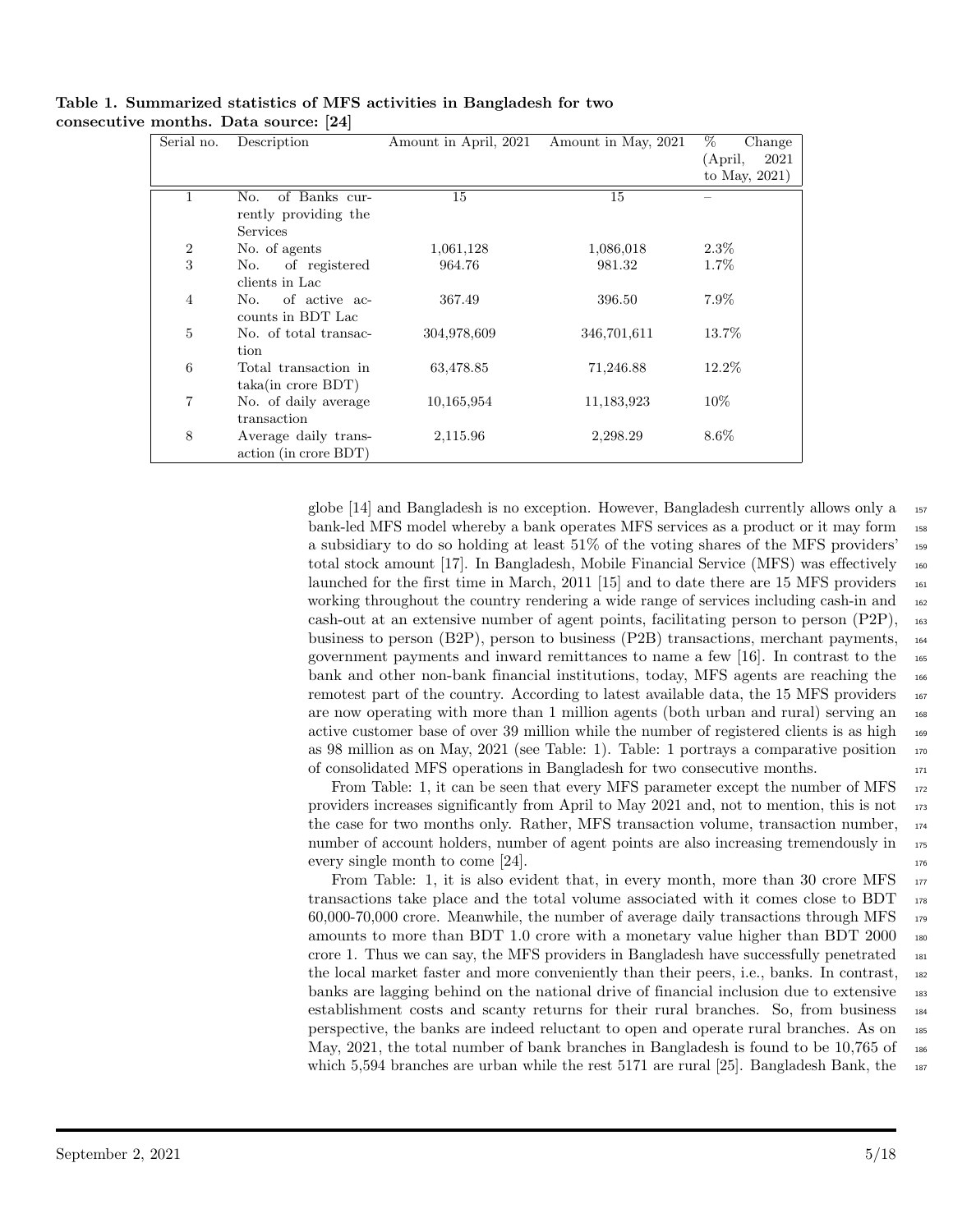**Table 1. Summarized statistics of MFS activities in Bangladesh for two consecutive months. Data source: [24]**

| Serial no. | Description | Amount in April, 2021 | Amount in May, 2021 | % Change (April, 2021 to May, 2021) |
|---|---|---|---|---|
| 1 | No. of Banks currently providing the Services | 15 | 15 | – |
| 2 | No. of agents | 1,061,128 | 1,086,018 | 2.3% |
| 3 | No. of registered clients in Lac | 964.76 | 981.32 | 1.7% |
| 4 | No. of active accounts in BDT Lac | 367.49 | 396.50 | 7.9% |
| 5 | No. of total transaction | 304,978,609 | 346,701,611 | 13.7% |
| 6 | Total transaction in taka(in crore BDT) | 63,478.85 | 71,246.88 | 12.2% |
| 7 | No. of daily average transaction | 10,165,954 | 11,183,923 | 10% |
| 8 | Average daily transaction (in crore BDT) | 2,115.96 | 2,298.29 | 8.6% |

globe [14] and Bangladesh is no exception. However, Bangladesh currently allows only a bank-led MFS model whereby a bank operates MFS services as a product or it may form a subsidiary to do so holding at least 51% of the voting shares of the MFS providers' total stock amount [17]. In Bangladesh, Mobile Financial Service (MFS) was effectively launched for the first time in March, 2011 [15] and to date there are 15 MFS providers working throughout the country rendering a wide range of services including cash-in and cash-out at an extensive number of agent points, facilitating person to person (P2P), business to person (B2P), person to business (P2B) transactions, merchant payments, government payments and inward remittances to name a few [16]. In contrast to the bank and other non-bank financial institutions, today, MFS agents are reaching the remotest part of the country. According to latest available data, the 15 MFS providers are now operating with more than 1 million agents (both urban and rural) serving an active customer base of over 39 million while the number of registered clients is as high as 98 million as on May, 2021 (see Table: 1). Table: 1 portrays a comparative position of consolidated MFS operations in Bangladesh for two consecutive months.

From Table: 1, it can be seen that every MFS parameter except the number of MFS providers increases significantly from April to May 2021 and, not to mention, this is not the case for two months only. Rather, MFS transaction volume, transaction number, number of account holders, number of agent points are also increasing tremendously in every single month to come [24].

From Table: 1, it is also evident that, in every month, more than 30 crore MFS transactions take place and the total volume associated with it comes close to BDT 60,000-70,000 crore. Meanwhile, the number of average daily transactions through MFS amounts to more than BDT 1.0 crore with a monetary value higher than BDT 2000 crore 1. Thus we can say, the MFS providers in Bangladesh have successfully penetrated the local market faster and more conveniently than their peers, i.e., banks. In contrast, banks are lagging behind on the national drive of financial inclusion due to extensive establishment costs and scanty returns for their rural branches. So, from business perspective, the banks are indeed reluctant to open and operate rural branches. As on May, 2021, the total number of bank branches in Bangladesh is found to be 10,765 of which 5,594 branches are urban while the rest 5171 are rural [25]. Bangladesh Bank, the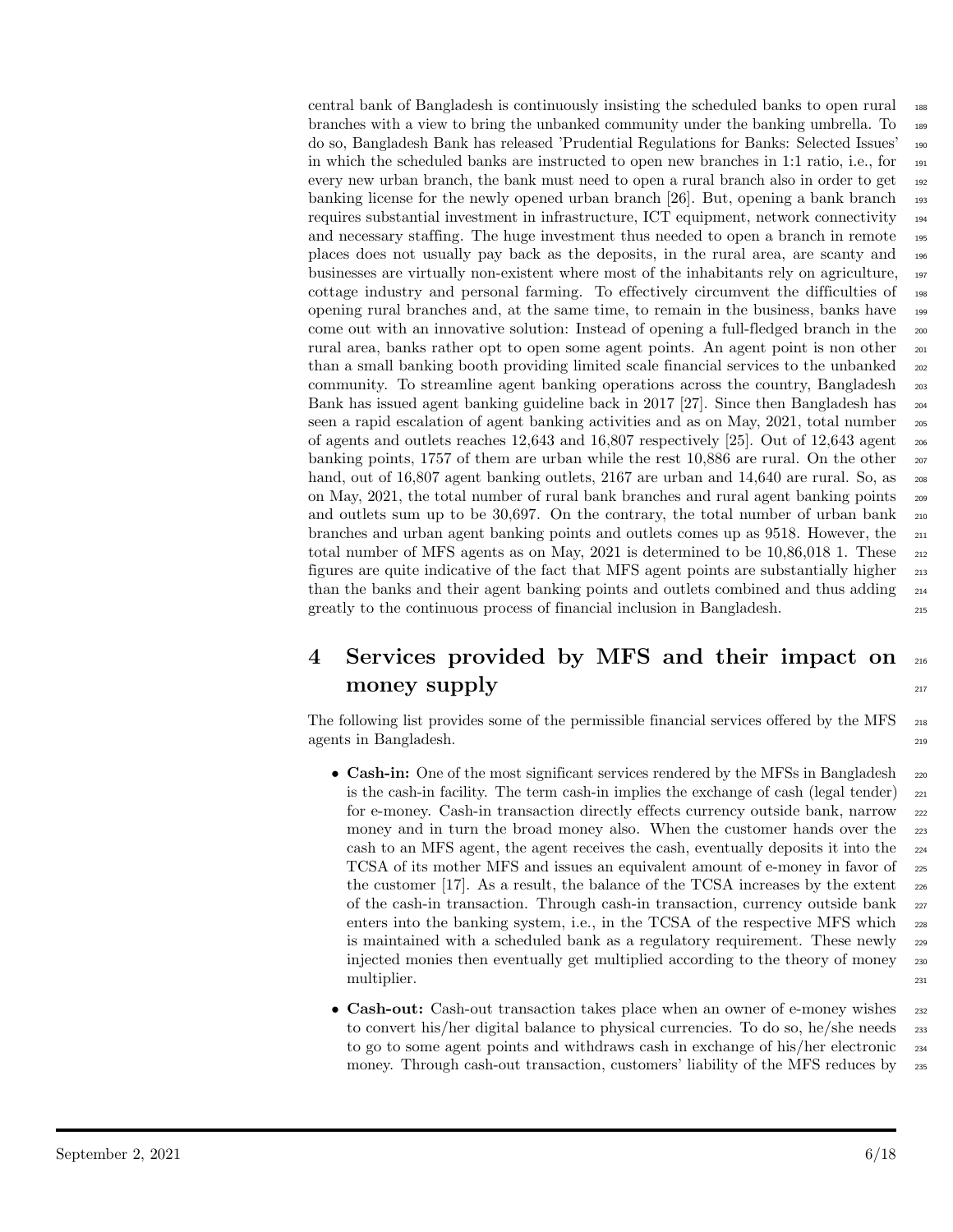central bank of Bangladesh is continuously insisting the scheduled banks to open rural branches with a view to bring the unbanked community under the banking umbrella. To do so, Bangladesh Bank has released 'Prudential Regulations for Banks: Selected Issues' in which the scheduled banks are instructed to open new branches in 1:1 ratio, i.e., for every new urban branch, the bank must need to open a rural branch also in order to get banking license for the newly opened urban branch [26]. But, opening a bank branch requires substantial investment in infrastructure, ICT equipment, network connectivity and necessary staffing. The huge investment thus needed to open a branch in remote places does not usually pay back as the deposits, in the rural area, are scanty and businesses are virtually non-existent where most of the inhabitants rely on agriculture, cottage industry and personal farming. To effectively circumvent the difficulties of opening rural branches and, at the same time, to remain in the business, banks have come out with an innovative solution: Instead of opening a full-fledged branch in the rural area, banks rather opt to open some agent points. An agent point is non other than a small banking booth providing limited scale financial services to the unbanked community. To streamline agent banking operations across the country, Bangladesh Bank has issued agent banking guideline back in 2017 [27]. Since then Bangladesh has seen a rapid escalation of agent banking activities and as on May, 2021, total number of agents and outlets reaches 12,643 and 16,807 respectively [25]. Out of 12,643 agent banking points, 1757 of them are urban while the rest 10,886 are rural. On the other hand, out of 16,807 agent banking outlets, 2167 are urban and 14,640 are rural. So, as on May, 2021, the total number of rural bank branches and rural agent banking points and outlets sum up to be 30,697. On the contrary, the total number of urban bank branches and urban agent banking points and outlets comes up as 9518. However, the total number of MFS agents as on May, 2021 is determined to be 10,86,018 1. These figures are quite indicative of the fact that MFS agent points are substantially higher than the banks and their agent banking points and outlets combined and thus adding greatly to the continuous process of financial inclusion in Bangladesh.

# 4 Services provided by MFS and their impact on money supply

The following list provides some of the permissible financial services offered by the MFS agents in Bangladesh.

- **Cash-in:** One of the most significant services rendered by the MFSs in Bangladesh is the cash-in facility. The term cash-in implies the exchange of cash (legal tender) for e-money. Cash-in transaction directly effects currency outside bank, narrow money and in turn the broad money also. When the customer hands over the cash to an MFS agent, the agent receives the cash, eventually deposits it into the TCSA of its mother MFS and issues an equivalent amount of e-money in favor of the customer [17]. As a result, the balance of the TCSA increases by the extent of the cash-in transaction. Through cash-in transaction, currency outside bank enters into the banking system, i.e., in the TCSA of the respective MFS which is maintained with a scheduled bank as a regulatory requirement. These newly injected monies then eventually get multiplied according to the theory of money multiplier.
- **Cash-out:** Cash-out transaction takes place when an owner of e-money wishes to convert his/her digital balance to physical currencies. To do so, he/she needs to go to some agent points and withdraws cash in exchange of his/her electronic money. Through cash-out transaction, customers' liability of the MFS reduces by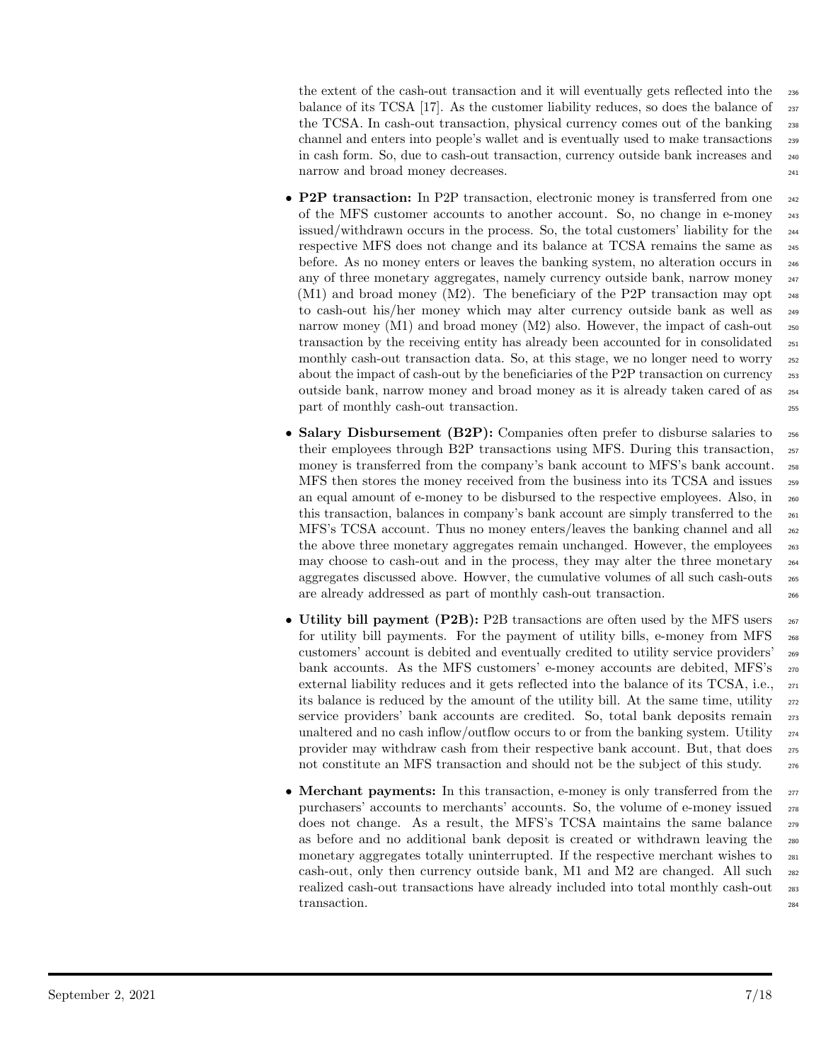the extent of the cash-out transaction and it will eventually gets reflected into the balance of its TCSA [17]. As the customer liability reduces, so does the balance of the TCSA. In cash-out transaction, physical currency comes out of the banking channel and enters into people's wallet and is eventually used to make transactions in cash form. So, due to cash-out transaction, currency outside bank increases and narrow and broad money decreases.

- **P2P transaction:** In P2P transaction, electronic money is transferred from one of the MFS customer accounts to another account. So, no change in e-money issued/withdrawn occurs in the process. So, the total customers' liability for the respective MFS does not change and its balance at TCSA remains the same as before. As no money enters or leaves the banking system, no alteration occurs in any of three monetary aggregates, namely currency outside bank, narrow money (M1) and broad money (M2). The beneficiary of the P2P transaction may opt to cash-out his/her money which may alter currency outside bank as well as narrow money (M1) and broad money (M2) also. However, the impact of cash-out transaction by the receiving entity has already been accounted for in consolidated monthly cash-out transaction data. So, at this stage, we no longer need to worry about the impact of cash-out by the beneficiaries of the P2P transaction on currency outside bank, narrow money and broad money as it is already taken cared of as part of monthly cash-out transaction.
- **Salary Disbursement (B2P):** Companies often prefer to disburse salaries to their employees through B2P transactions using MFS. During this transaction, money is transferred from the company's bank account to MFS's bank account. MFS then stores the money received from the business into its TCSA and issues an equal amount of e-money to be disbursed to the respective employees. Also, in this transaction, balances in company's bank account are simply transferred to the MFS's TCSA account. Thus no money enters/leaves the banking channel and all the above three monetary aggregates remain unchanged. However, the employees may choose to cash-out and in the process, they may alter the three monetary aggregates discussed above. Howver, the cumulative volumes of all such cash-outs are already addressed as part of monthly cash-out transaction.
- **Utility bill payment (P2B):** P2B transactions are often used by the MFS users for utility bill payments. For the payment of utility bills, e-money from MFS customers' account is debited and eventually credited to utility service providers' bank accounts. As the MFS customers' e-money accounts are debited, MFS's external liability reduces and it gets reflected into the balance of its TCSA, i.e., its balance is reduced by the amount of the utility bill. At the same time, utility service providers' bank accounts are credited. So, total bank deposits remain unaltered and no cash inflow/outflow occurs to or from the banking system. Utility provider may withdraw cash from their respective bank account. But, that does not constitute an MFS transaction and should not be the subject of this study.
- **Merchant payments:** In this transaction, e-money is only transferred from the purchasers' accounts to merchants' accounts. So, the volume of e-money issued does not change. As a result, the MFS's TCSA maintains the same balance as before and no additional bank deposit is created or withdrawn leaving the monetary aggregates totally uninterrupted. If the respective merchant wishes to cash-out, only then currency outside bank, M1 and M2 are changed. All such realized cash-out transactions have already included into total monthly cash-out transaction.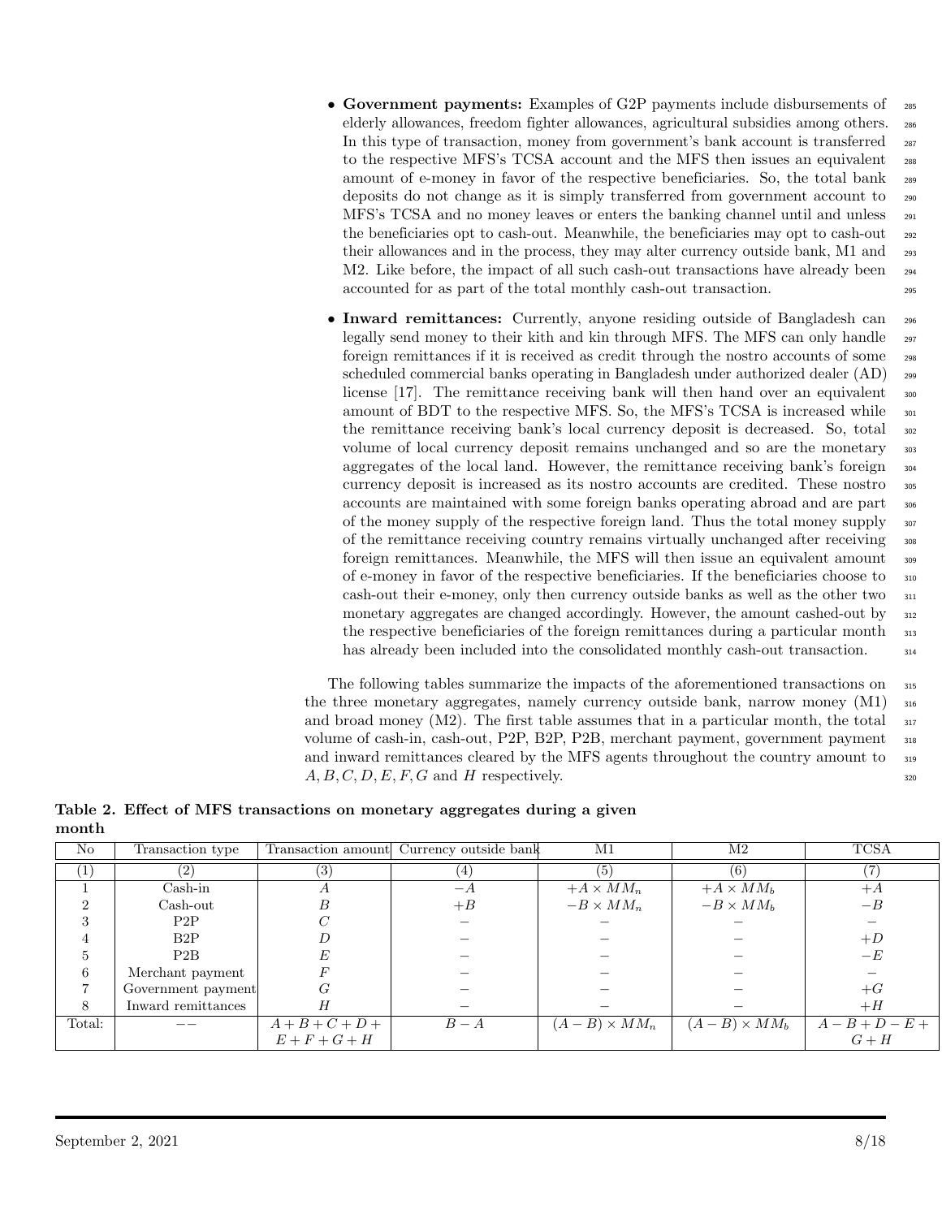- **Government payments:** Examples of G2P payments include disbursements of elderly allowances, freedom fighter allowances, agricultural subsidies among others. In this type of transaction, money from government's bank account is transferred to the respective MFS's TCSA account and the MFS then issues an equivalent amount of e-money in favor of the respective beneficiaries. So, the total bank deposits do not change as it is simply transferred from government account to MFS's TCSA and no money leaves or enters the banking channel until and unless the beneficiaries opt to cash-out. Meanwhile, the beneficiaries may opt to cash-out their allowances and in the process, they may alter currency outside bank, M1 and M2. Like before, the impact of all such cash-out transactions have already been accounted for as part of the total monthly cash-out transaction.

- **Inward remittances:** Currently, anyone residing outside of Bangladesh can legally send money to their kith and kin through MFS. The MFS can only handle foreign remittances if it is received as credit through the nostro accounts of some scheduled commercial banks operating in Bangladesh under authorized dealer (AD) license [17]. The remittance receiving bank will then hand over an equivalent amount of BDT to the respective MFS. So, the MFS's TCSA is increased while the remittance receiving bank's local currency deposit is decreased. So, total volume of local currency deposit remains unchanged and so are the monetary aggregates of the local land. However, the remittance receiving bank's foreign currency deposit is increased as its nostro accounts are credited. These nostro accounts are maintained with some foreign banks operating abroad and are part of the money supply of the respective foreign land. Thus the total money supply of the remittance receiving country remains virtually unchanged after receiving foreign remittances. Meanwhile, the MFS will then issue an equivalent amount of e-money in favor of the respective beneficiaries. If the beneficiaries choose to cash-out their e-money, only then currency outside banks as well as the other two monetary aggregates are changed accordingly. However, the amount cashed-out by the respective beneficiaries of the foreign remittances during a particular month has already been included into the consolidated monthly cash-out transaction.

The following tables summarize the impacts of the aforementioned transactions on the three monetary aggregates, namely currency outside bank, narrow money (M1) and broad money (M2). The first table assumes that in a particular month, the total volume of cash-in, cash-out, P2P, B2P, P2B, merchant payment, government payment and inward remittances cleared by the MFS agents throughout the country amount to $A, B, C, D, E, F, G$ and $H$ respectively.

**Table 2. Effect of MFS transactions on monetary aggregates during a given month**

| No | Transaction type | Transaction amount | Currency outside bank | M1 | M2 | TCSA |
|---|---|---|---|---|---|---|
| (1) | (2) | (3) | (4) | (5) | (6) | (7) |
| 1 | Cash-in | $A$ | $-A$ | $+A \times MM_n$ | $+A \times MM_b$ | $+A$ |
| 2 | Cash-out | $B$ | $+B$ | $-B \times MM_n$ | $-B \times MM_b$ | $-B$ |
| 3 | P2P | $C$ | – | – | – | – |
| 4 | B2P | $D$ | – | – | – | $+D$ |
| 5 | P2B | $E$ | – | – | – | $-E$ |
| 6 | Merchant payment | $F$ | – | – | – | – |
| 7 | Government payment | $G$ | – | – | – | $+G$ |
| 8 | Inward remittances | $H$ | – | – | – | $+H$ |
| Total: | –– | $A+B+C+D+E+F+G+H$ | $B-A$ | $(A-B) \times MM_n$ | $(A-B) \times MM_b$ | $A-B+D-E+G+H$ |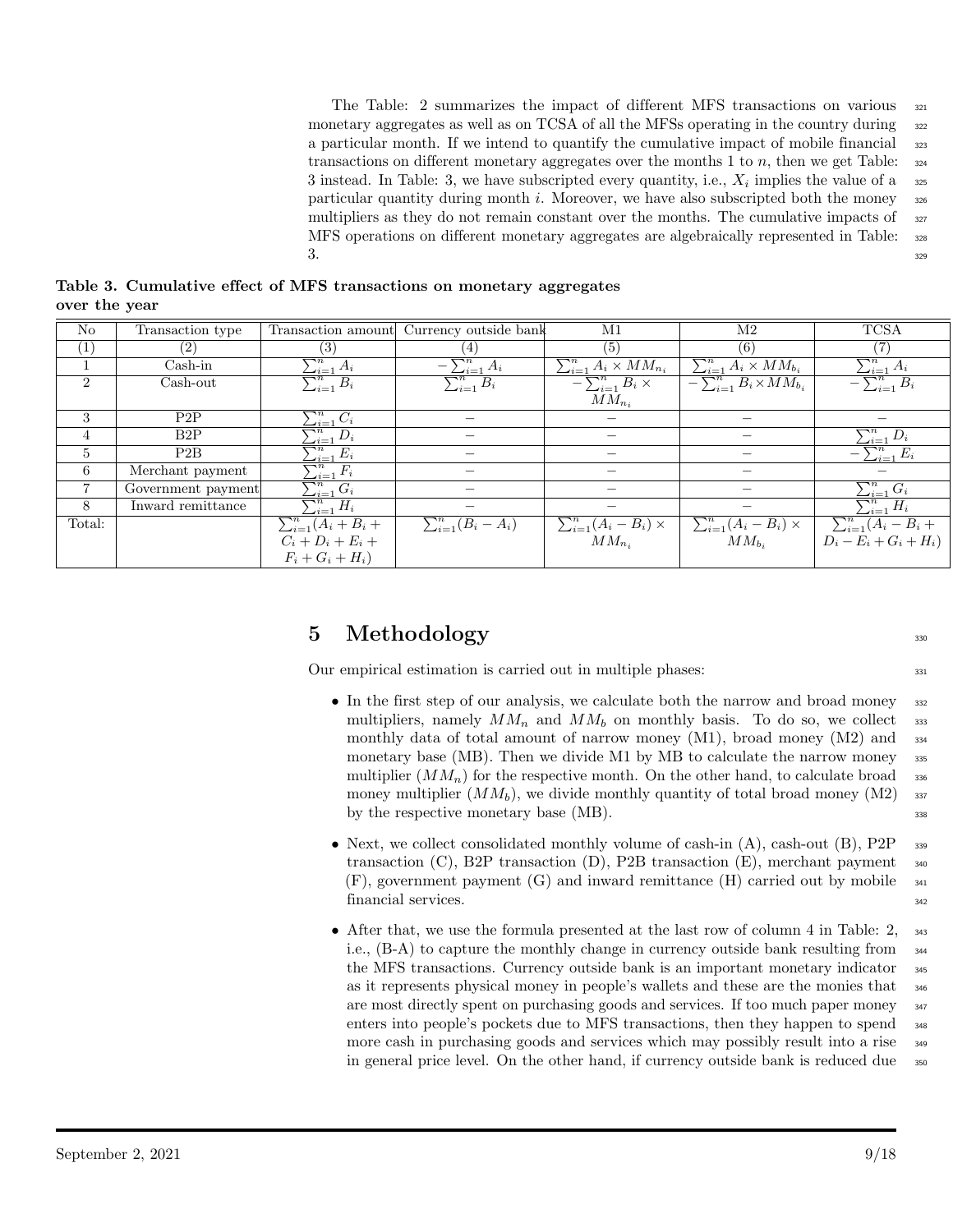The Table: 2 summarizes the impact of different MFS transactions on various monetary aggregates as well as on TCSA of all the MFSs operating in the country during a particular month. If we intend to quantify the cumulative impact of mobile financial transactions on different monetary aggregates over the months 1 to $n$, then we get Table: 3 instead. In Table: 3, we have subscripted every quantity, i.e., $X_i$ implies the value of a particular quantity during month $i$. Moreover, we have also subscripted both the money multipliers as they do not remain constant over the months. The cumulative impacts of MFS operations on different monetary aggregates are algebraically represented in Table: 3.

**Table 3. Cumulative effect of MFS transactions on monetary aggregates over the year**

| No | Transaction type | Transaction amount | Currency outside bank | M1 | M2 | TCSA |
|---|---|---|---|---|---|---|
| (1) | (2) | (3) | (4) | (5) | (6) | (7) |
| 1 | Cash-in | $\sum_{i=1}^{n} A_i$ | $-\sum_{i=1}^{n} A_i$ | $\sum_{i=1}^{n} A_i \times MM_{n_i}$ | $\sum_{i=1}^{n} A_i \times MM_{b_i}$ | $\sum_{i=1}^{n} A_i$ |
| 2 | Cash-out | $\sum_{i=1}^{n} B_i$ | $\sum_{i=1}^{n} B_i$ | $-\sum_{i=1}^{n} B_i \times MM_{n_i}$ | $-\sum_{i=1}^{n} B_i \times MM_{b_i}$ | $-\sum_{i=1}^{n} B_i$ |
| 3 | P2P | $\sum_{i=1}^{n} C_i$ | – | – | – | – |
| 4 | B2P | $\sum_{i=1}^{n} D_i$ | – | – | – | $\sum_{i=1}^{n} D_i$ |
| 5 | P2B | $\sum_{i=1}^{n} E_i$ | – | – | – | $-\sum_{i=1}^{n} E_i$ |
| 6 | Merchant payment | $\sum_{i=1}^{n} F_i$ | – | – | – | – |
| 7 | Government payment | $\sum_{i=1}^{n} G_i$ | – | – | – | $\sum_{i=1}^{n} G_i$ |
| 8 | Inward remittance | $\sum_{i=1}^{n} H_i$ | – | – | – | $\sum_{i=1}^{n} H_i$ |
| Total: | | $\sum_{i=1}^{n}(A_i + B_i + C_i + D_i + E_i + F_i + G_i + H_i)$ | $\sum_{i=1}^{n}(B_i - A_i)$ | $\sum_{i=1}^{n}(A_i - B_i) \times MM_{n_i}$ | $\sum_{i=1}^{n}(A_i - B_i) \times MM_{b_i}$ | $\sum_{i=1}^{n}(A_i - B_i + D_i - E_i + G_i + H_i)$ |

# 5 Methodology

Our empirical estimation is carried out in multiple phases:

- In the first step of our analysis, we calculate both the narrow and broad money multipliers, namely $MM_n$ and $MM_b$ on monthly basis. To do so, we collect monthly data of total amount of narrow money (M1), broad money (M2) and monetary base (MB). Then we divide M1 by MB to calculate the narrow money multiplier ($MM_n$) for the respective month. On the other hand, to calculate broad money multiplier ($MM_b$), we divide monthly quantity of total broad money (M2) by the respective monetary base (MB).

- Next, we collect consolidated monthly volume of cash-in (A), cash-out (B), P2P transaction (C), B2P transaction (D), P2B transaction (E), merchant payment (F), government payment (G) and inward remittance (H) carried out by mobile financial services.

- After that, we use the formula presented at the last row of column 4 in Table: 2, i.e., (B-A) to capture the monthly change in currency outside bank resulting from the MFS transactions. Currency outside bank is an important monetary indicator as it represents physical money in people's wallets and these are the monies that are most directly spent on purchasing goods and services. If too much paper money enters into people's pockets due to MFS transactions, then they happen to spend more cash in purchasing goods and services which may possibly result into a rise in general price level. On the other hand, if currency outside bank is reduced due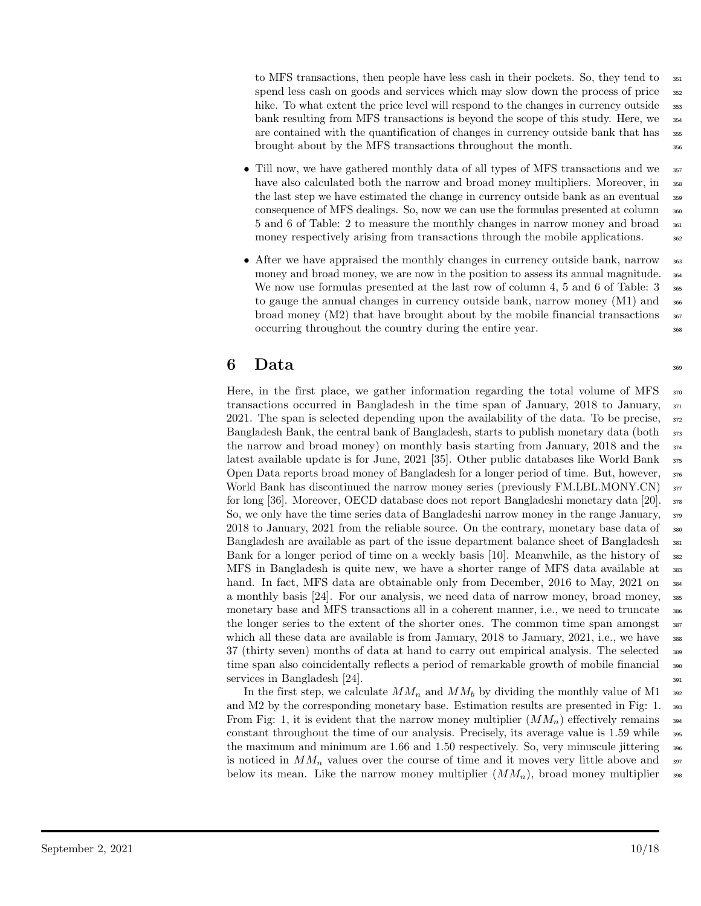to MFS transactions, then people have less cash in their pockets. So, they tend to spend less cash on goods and services which may slow down the process of price hike. To what extent the price level will respond to the changes in currency outside bank resulting from MFS transactions is beyond the scope of this study. Here, we are contained with the quantification of changes in currency outside bank that has brought about by the MFS transactions throughout the month.

- Till now, we have gathered monthly data of all types of MFS transactions and we have also calculated both the narrow and broad money multipliers. Moreover, in the last step we have estimated the change in currency outside bank as an eventual consequence of MFS dealings. So, now we can use the formulas presented at column 5 and 6 of Table: 2 to measure the monthly changes in narrow money and broad money respectively arising from transactions through the mobile applications.
- After we have appraised the monthly changes in currency outside bank, narrow money and broad money, we are now in the position to assess its annual magnitude. We now use formulas presented at the last row of column 4, 5 and 6 of Table: 3 to gauge the annual changes in currency outside bank, narrow money (M1) and broad money (M2) that have brought about by the mobile financial transactions occurring throughout the country during the entire year.

# 6 Data

Here, in the first place, we gather information regarding the total volume of MFS transactions occurred in Bangladesh in the time span of January, 2018 to January, 2021. The span is selected depending upon the availability of the data. To be precise, Bangladesh Bank, the central bank of Bangladesh, starts to publish monetary data (both the narrow and broad money) on monthly basis starting from January, 2018 and the latest available update is for June, 2021 [35]. Other public databases like World Bank Open Data reports broad money of Bangladesh for a longer period of time. But, however, World Bank has discontinued the narrow money series (previously FM.LBL.MONY.CN) for long [36]. Moreover, OECD database does not report Bangladeshi monetary data [20]. So, we only have the time series data of Bangladeshi narrow money in the range January, 2018 to January, 2021 from the reliable source. On the contrary, monetary base data of Bangladesh are available as part of the issue department balance sheet of Bangladesh Bank for a longer period of time on a weekly basis [10]. Meanwhile, as the history of MFS in Bangladesh is quite new, we have a shorter range of MFS data available at hand. In fact, MFS data are obtainable only from December, 2016 to May, 2021 on a monthly basis [24]. For our analysis, we need data of narrow money, broad money, monetary base and MFS transactions all in a coherent manner, i.e., we need to truncate the longer series to the extent of the shorter ones. The common time span amongst which all these data are available is from January, 2018 to January, 2021, i.e., we have 37 (thirty seven) months of data at hand to carry out empirical analysis. The selected time span also coincidentally reflects a period of remarkable growth of mobile financial services in Bangladesh [24].

In the first step, we calculate $MM_n$ and $MM_b$ by dividing the monthly value of M1 and M2 by the corresponding monetary base. Estimation results are presented in Fig: 1. From Fig: 1, it is evident that the narrow money multiplier ($MM_n$) effectively remains constant throughout the time of our analysis. Precisely, its average value is 1.59 while the maximum and minimum are 1.66 and 1.50 respectively. So, very minuscule jittering is noticed in $MM_n$ values over the course of time and it moves very little above and below its mean. Like the narrow money multiplier ($MM_n$), broad money multiplier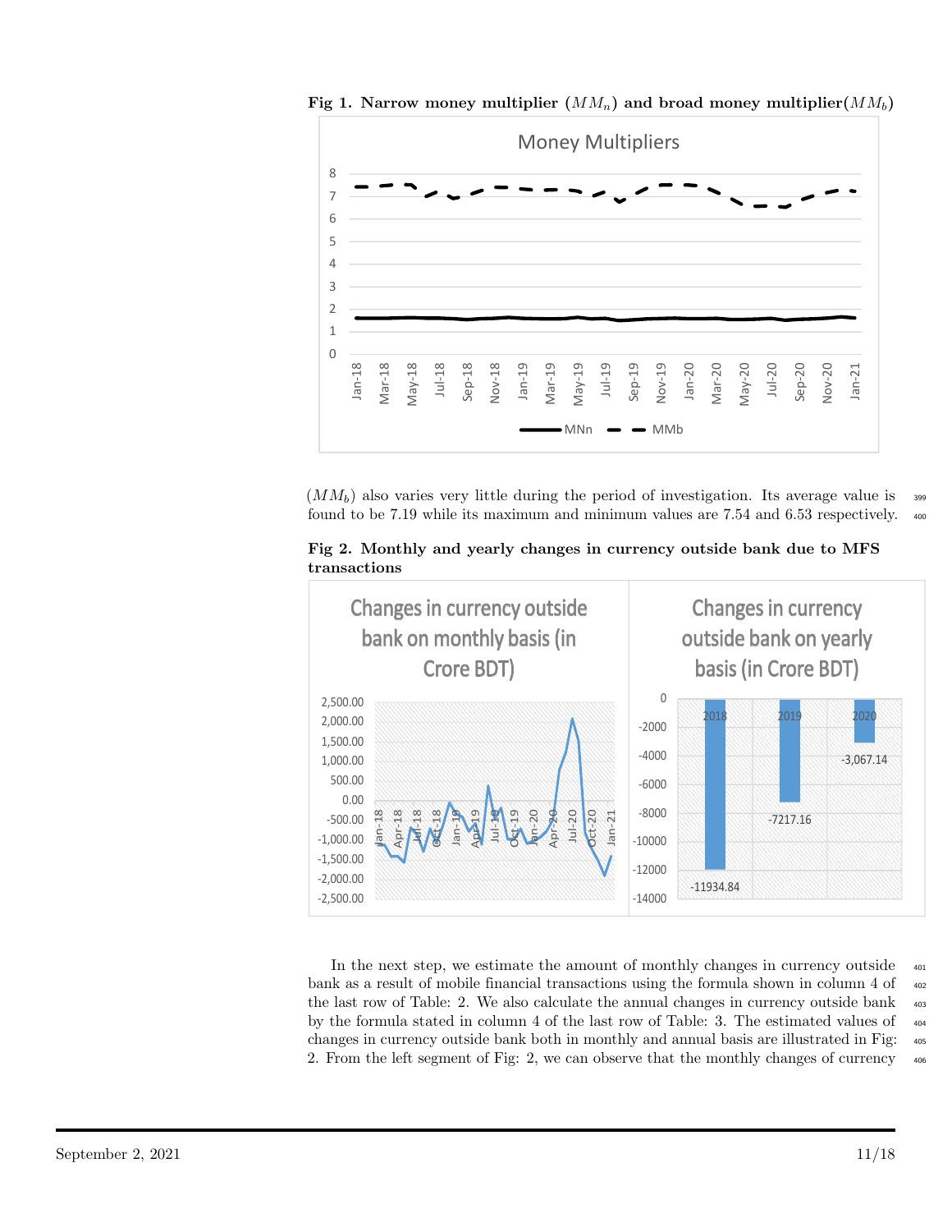**Fig 1. Narrow money multiplier ($MM_n$) and broad money multiplier($MM_b$)**

($MM_b$) also varies very little during the period of investigation. Its average value is found to be 7.19 while its maximum and minimum values are 7.54 and 6.53 respectively.

**Fig 2. Monthly and yearly changes in currency outside bank due to MFS transactions**

In the next step, we estimate the amount of monthly changes in currency outside bank as a result of mobile financial transactions using the formula shown in column 4 of the last row of Table: 2. We also calculate the annual changes in currency outside bank by the formula stated in column 4 of the last row of Table: 3. The estimated values of changes in currency outside bank both in monthly and annual basis are illustrated in Fig: 2. From the left segment of Fig: 2, we can observe that the monthly changes of currency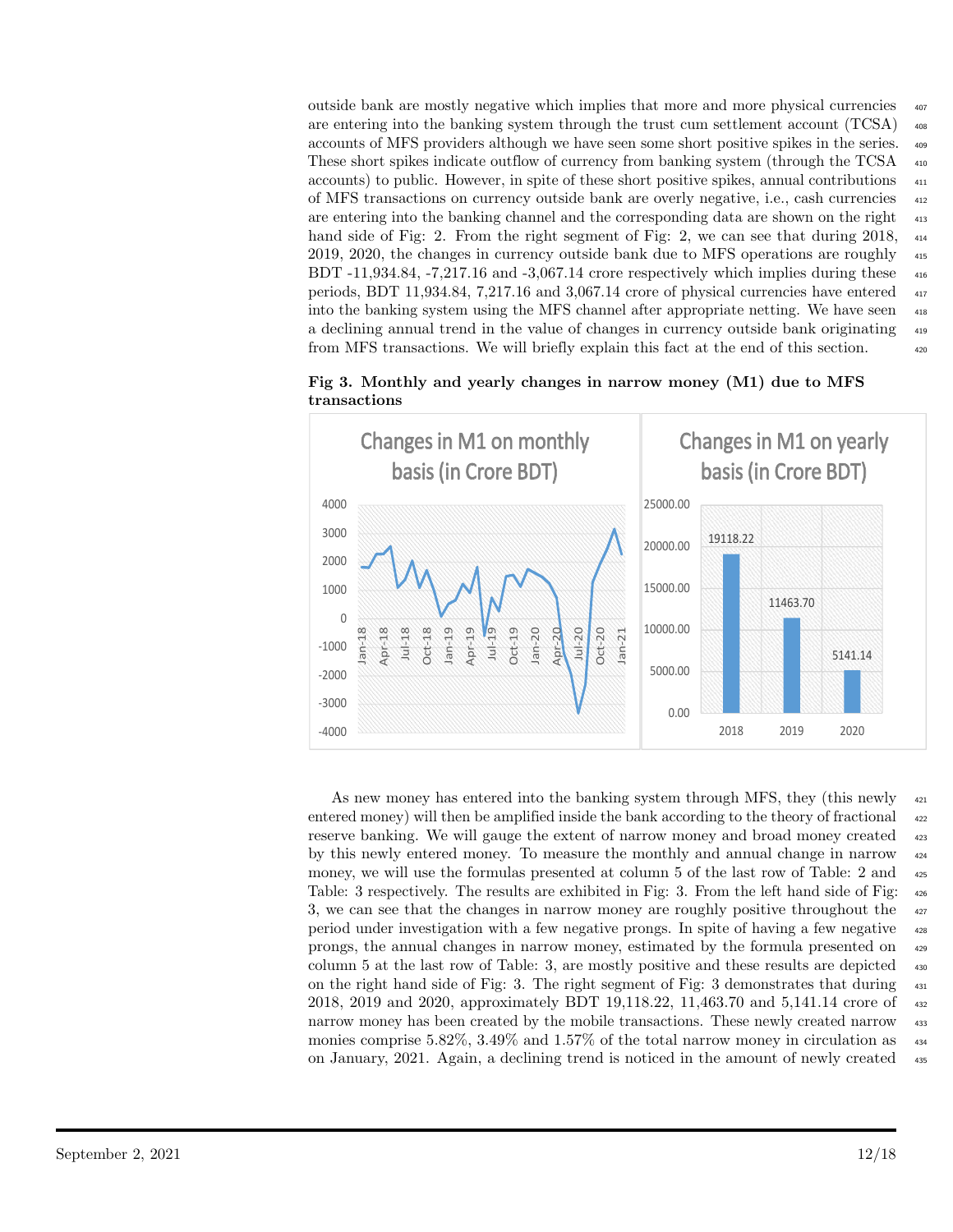outside bank are mostly negative which implies that more and more physical currencies are entering into the banking system through the trust cum settlement account (TCSA) accounts of MFS providers although we have seen some short positive spikes in the series. These short spikes indicate outflow of currency from banking system (through the TCSA accounts) to public. However, in spite of these short positive spikes, annual contributions of MFS transactions on currency outside bank are overly negative, i.e., cash currencies are entering into the banking channel and the corresponding data are shown on the right hand side of Fig: 2. From the right segment of Fig: 2, we can see that during 2018, 2019, 2020, the changes in currency outside bank due to MFS operations are roughly BDT -11,934.84, -7,217.16 and -3,067.14 crore respectively which implies during these periods, BDT 11,934.84, 7,217.16 and 3,067.14 crore of physical currencies have entered into the banking system using the MFS channel after appropriate netting. We have seen a declining annual trend in the value of changes in currency outside bank originating from MFS transactions. We will briefly explain this fact at the end of this section.

**Fig 3. Monthly and yearly changes in narrow money (M1) due to MFS transactions**

As new money has entered into the banking system through MFS, they (this newly entered money) will then be amplified inside the bank according to the theory of fractional reserve banking. We will gauge the extent of narrow money and broad money created by this newly entered money. To measure the monthly and annual change in narrow money, we will use the formulas presented at column 5 of the last row of Table: 2 and Table: 3 respectively. The results are exhibited in Fig: 3. From the left hand side of Fig: 3, we can see that the changes in narrow money are roughly positive throughout the period under investigation with a few negative prongs. In spite of having a few negative prongs, the annual changes in narrow money, estimated by the formula presented on column 5 at the last row of Table: 3, are mostly positive and these results are depicted on the right hand side of Fig: 3. The right segment of Fig: 3 demonstrates that during 2018, 2019 and 2020, approximately BDT 19,118.22, 11,463.70 and 5,141.14 crore of narrow money has been created by the mobile transactions. These newly created narrow monies comprise 5.82%, 3.49% and 1.57% of the total narrow money in circulation as on January, 2021. Again, a declining trend is noticed in the amount of newly created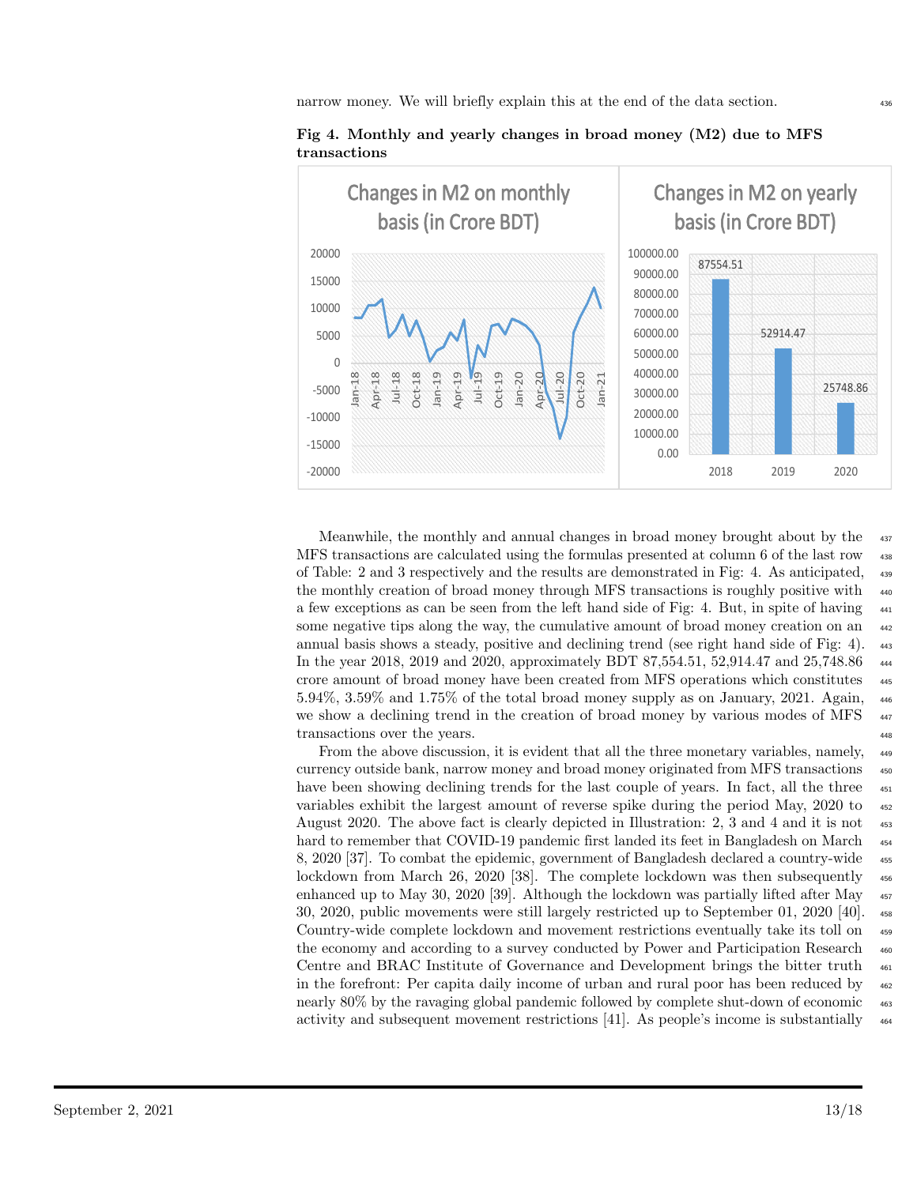narrow money. We will briefly explain this at the end of the data section.

**Fig 4. Monthly and yearly changes in broad money (M2) due to MFS transactions**

Meanwhile, the monthly and annual changes in broad money brought about by the MFS transactions are calculated using the formulas presented at column 6 of the last row of Table: 2 and 3 respectively and the results are demonstrated in Fig: 4. As anticipated, the monthly creation of broad money through MFS transactions is roughly positive with a few exceptions as can be seen from the left hand side of Fig: 4. But, in spite of having some negative tips along the way, the cumulative amount of broad money creation on an annual basis shows a steady, positive and declining trend (see right hand side of Fig: 4). In the year 2018, 2019 and 2020, approximately BDT 87,554.51, 52,914.47 and 25,748.86 crore amount of broad money have been created from MFS operations which constitutes 5.94%, 3.59% and 1.75% of the total broad money supply as on January, 2021. Again, we show a declining trend in the creation of broad money by various modes of MFS transactions over the years.

From the above discussion, it is evident that all the three monetary variables, namely, currency outside bank, narrow money and broad money originated from MFS transactions have been showing declining trends for the last couple of years. In fact, all the three variables exhibit the largest amount of reverse spike during the period May, 2020 to August 2020. The above fact is clearly depicted in Illustration: 2, 3 and 4 and it is not hard to remember that COVID-19 pandemic first landed its feet in Bangladesh on March 8, 2020 [37]. To combat the epidemic, government of Bangladesh declared a country-wide lockdown from March 26, 2020 [38]. The complete lockdown was then subsequently enhanced up to May 30, 2020 [39]. Although the lockdown was partially lifted after May 30, 2020, public movements were still largely restricted up to September 01, 2020 [40]. Country-wide complete lockdown and movement restrictions eventually take its toll on the economy and according to a survey conducted by Power and Participation Research Centre and BRAC Institute of Governance and Development brings the bitter truth in the forefront: Per capita daily income of urban and rural poor has been reduced by nearly 80% by the ravaging global pandemic followed by complete shut-down of economic activity and subsequent movement restrictions [41]. As people's income is substantially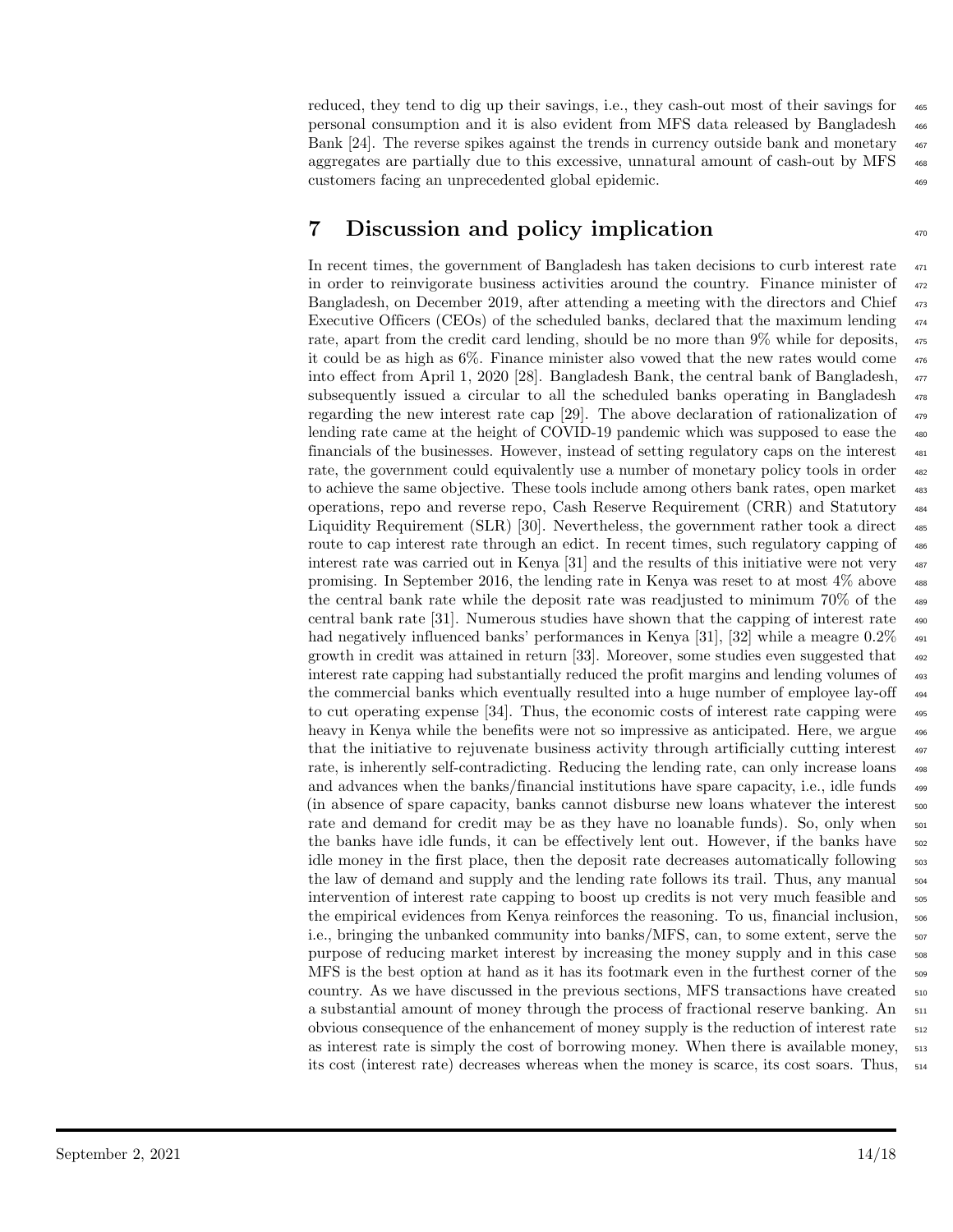reduced, they tend to dig up their savings, i.e., they cash-out most of their savings for personal consumption and it is also evident from MFS data released by Bangladesh Bank [24]. The reverse spikes against the trends in currency outside bank and monetary aggregates are partially due to this excessive, unnatural amount of cash-out by MFS customers facing an unprecedented global epidemic.

## 7 Discussion and policy implication

In recent times, the government of Bangladesh has taken decisions to curb interest rate in order to reinvigorate business activities around the country. Finance minister of Bangladesh, on December 2019, after attending a meeting with the directors and Chief Executive Officers (CEOs) of the scheduled banks, declared that the maximum lending rate, apart from the credit card lending, should be no more than 9% while for deposits, it could be as high as 6%. Finance minister also vowed that the new rates would come into effect from April 1, 2020 [28]. Bangladesh Bank, the central bank of Bangladesh, subsequently issued a circular to all the scheduled banks operating in Bangladesh regarding the new interest rate cap [29]. The above declaration of rationalization of lending rate came at the height of COVID-19 pandemic which was supposed to ease the financials of the businesses. However, instead of setting regulatory caps on the interest rate, the government could equivalently use a number of monetary policy tools in order to achieve the same objective. These tools include among others bank rates, open market operations, repo and reverse repo, Cash Reserve Requirement (CRR) and Statutory Liquidity Requirement (SLR) [30]. Nevertheless, the government rather took a direct route to cap interest rate through an edict. In recent times, such regulatory capping of interest rate was carried out in Kenya [31] and the results of this initiative were not very promising. In September 2016, the lending rate in Kenya was reset to at most 4% above the central bank rate while the deposit rate was readjusted to minimum 70% of the central bank rate [31]. Numerous studies have shown that the capping of interest rate had negatively influenced banks' performances in Kenya [31], [32] while a meagre 0.2% growth in credit was attained in return [33]. Moreover, some studies even suggested that interest rate capping had substantially reduced the profit margins and lending volumes of the commercial banks which eventually resulted into a huge number of employee lay-off to cut operating expense [34]. Thus, the economic costs of interest rate capping were heavy in Kenya while the benefits were not so impressive as anticipated. Here, we argue that the initiative to rejuvenate business activity through artificially cutting interest rate, is inherently self-contradicting. Reducing the lending rate, can only increase loans and advances when the banks/financial institutions have spare capacity, i.e., idle funds (in absence of spare capacity, banks cannot disburse new loans whatever the interest rate and demand for credit may be as they have no loanable funds). So, only when the banks have idle funds, it can be effectively lent out. However, if the banks have idle money in the first place, then the deposit rate decreases automatically following the law of demand and supply and the lending rate follows its trail. Thus, any manual intervention of interest rate capping to boost up credits is not very much feasible and the empirical evidences from Kenya reinforces the reasoning. To us, financial inclusion, i.e., bringing the unbanked community into banks/MFS, can, to some extent, serve the purpose of reducing market interest by increasing the money supply and in this case MFS is the best option at hand as it has its footmark even in the furthest corner of the country. As we have discussed in the previous sections, MFS transactions have created a substantial amount of money through the process of fractional reserve banking. An obvious consequence of the enhancement of money supply is the reduction of interest rate as interest rate is simply the cost of borrowing money. When there is available money, its cost (interest rate) decreases whereas when the money is scarce, its cost soars. Thus,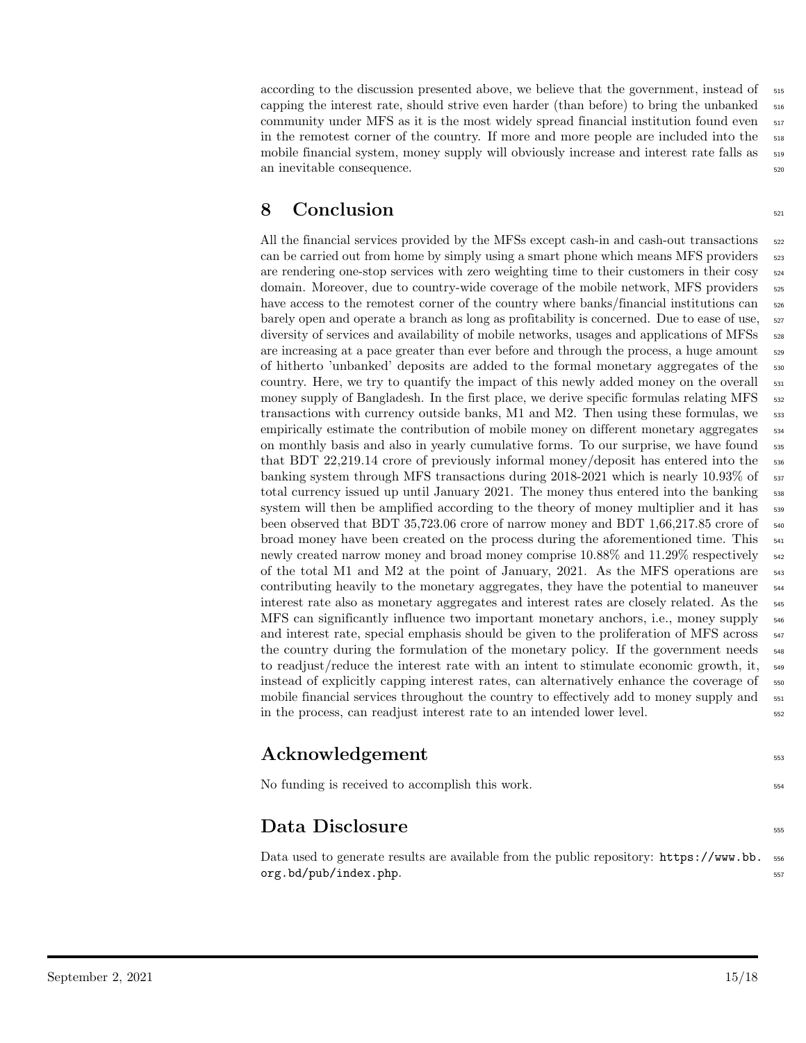according to the discussion presented above, we believe that the government, instead of capping the interest rate, should strive even harder (than before) to bring the unbanked community under MFS as it is the most widely spread financial institution found even in the remotest corner of the country. If more and more people are included into the mobile financial system, money supply will obviously increase and interest rate falls as an inevitable consequence.

## 8 Conclusion

All the financial services provided by the MFSs except cash-in and cash-out transactions can be carried out from home by simply using a smart phone which means MFS providers are rendering one-stop services with zero weighting time to their customers in their cosy domain. Moreover, due to country-wide coverage of the mobile network, MFS providers have access to the remotest corner of the country where banks/financial institutions can barely open and operate a branch as long as profitability is concerned. Due to ease of use, diversity of services and availability of mobile networks, usages and applications of MFSs are increasing at a pace greater than ever before and through the process, a huge amount of hitherto 'unbanked' deposits are added to the formal monetary aggregates of the country. Here, we try to quantify the impact of this newly added money on the overall money supply of Bangladesh. In the first place, we derive specific formulas relating MFS transactions with currency outside banks, M1 and M2. Then using these formulas, we empirically estimate the contribution of mobile money on different monetary aggregates on monthly basis and also in yearly cumulative forms. To our surprise, we have found that BDT 22,219.14 crore of previously informal money/deposit has entered into the banking system through MFS transactions during 2018-2021 which is nearly 10.93% of total currency issued up until January 2021. The money thus entered into the banking system will then be amplified according to the theory of money multiplier and it has been observed that BDT 35,723.06 crore of narrow money and BDT 1,66,217.85 crore of broad money have been created on the process during the aforementioned time. This newly created narrow money and broad money comprise 10.88% and 11.29% respectively of the total M1 and M2 at the point of January, 2021. As the MFS operations are contributing heavily to the monetary aggregates, they have the potential to maneuver interest rate also as monetary aggregates and interest rates are closely related. As the MFS can significantly influence two important monetary anchors, i.e., money supply and interest rate, special emphasis should be given to the proliferation of MFS across the country during the formulation of the monetary policy. If the government needs to readjust/reduce the interest rate with an intent to stimulate economic growth, it, instead of explicitly capping interest rates, can alternatively enhance the coverage of mobile financial services throughout the country to effectively add to money supply and in the process, can readjust interest rate to an intended lower level.

## Acknowledgement

No funding is received to accomplish this work.

## Data Disclosure

Data used to generate results are available from the public repository: https://www.bb.org.bd/pub/index.php.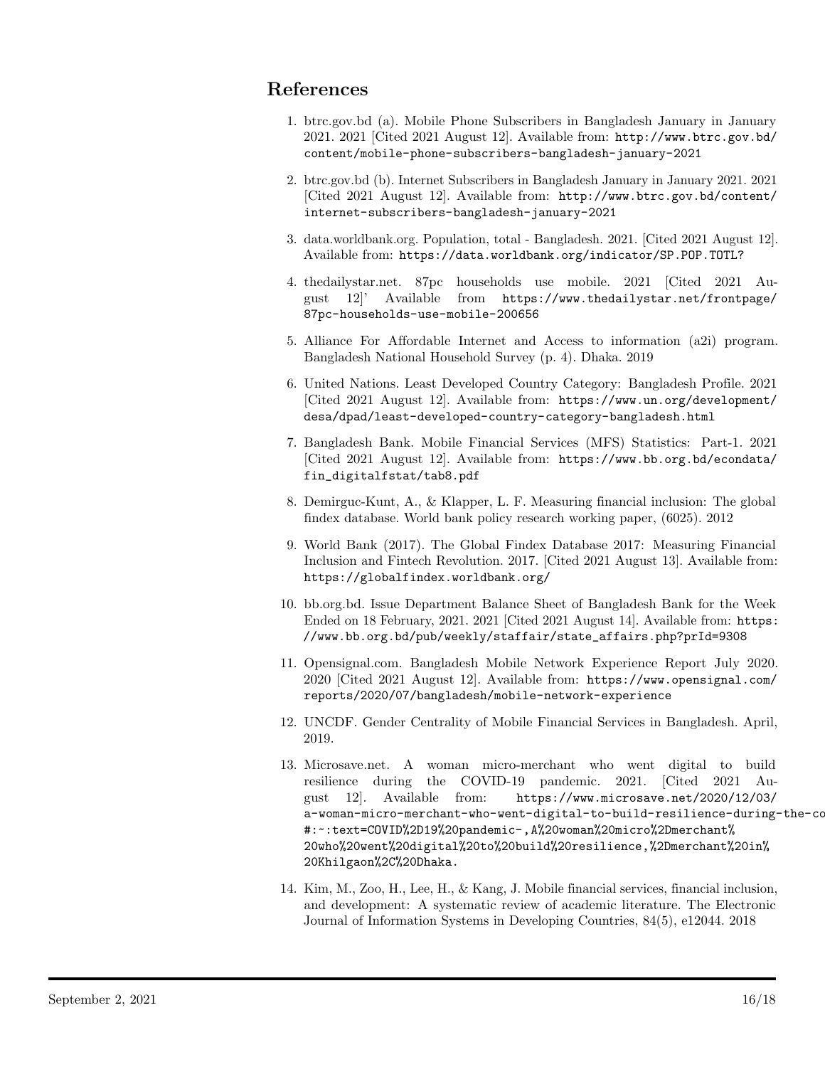## References

1. btrc.gov.bd (a). Mobile Phone Subscribers in Bangladesh January in January 2021. 2021 [Cited 2021 August 12]. Available from: http://www.btrc.gov.bd/content/mobile-phone-subscribers-bangladesh-january-2021

2. btrc.gov.bd (b). Internet Subscribers in Bangladesh January in January 2021. 2021 [Cited 2021 August 12]. Available from: http://www.btrc.gov.bd/content/internet-subscribers-bangladesh-january-2021

3. data.worldbank.org. Population, total - Bangladesh. 2021. [Cited 2021 August 12]. Available from: https://data.worldbank.org/indicator/SP.POP.TOTL?

4. thedailystar.net. 87pc households use mobile. 2021 [Cited 2021 August 12]' Available from https://www.thedailystar.net/frontpage/87pc-households-use-mobile-200656

5. Alliance For Affordable Internet and Access to information (a2i) program. Bangladesh National Household Survey (p. 4). Dhaka. 2019

6. United Nations. Least Developed Country Category: Bangladesh Profile. 2021 [Cited 2021 August 12]. Available from: https://www.un.org/development/desa/dpad/least-developed-country-category-bangladesh.html

7. Bangladesh Bank. Mobile Financial Services (MFS) Statistics: Part-1. 2021 [Cited 2021 August 12]. Available from: https://www.bb.org.bd/econdata/fin_digitalfstat/tab8.pdf

8. Demirguc-Kunt, A., & Klapper, L. F. Measuring financial inclusion: The global findex database. World bank policy research working paper, (6025). 2012

9. World Bank (2017). The Global Findex Database 2017: Measuring Financial Inclusion and Fintech Revolution. 2017. [Cited 2021 August 13]. Available from: https://globalfindex.worldbank.org/

10. bb.org.bd. Issue Department Balance Sheet of Bangladesh Bank for the Week Ended on 18 February, 2021. 2021 [Cited 2021 August 14]. Available from: https://www.bb.org.bd/pub/weekly/staffair/state_affairs.php?prId=9308

11. Opensignal.com. Bangladesh Mobile Network Experience Report July 2020. 2020 [Cited 2021 August 12]. Available from: https://www.opensignal.com/reports/2020/07/bangladesh/mobile-network-experience

12. UNCDF. Gender Centrality of Mobile Financial Services in Bangladesh. April, 2019.

13. Microsave.net. A woman micro-merchant who went digital to build resilience during the COVID-19 pandemic. 2021. [Cited 2021 August 12]. Available from: https://www.microsave.net/2020/12/03/a-woman-micro-merchant-who-went-digital-to-build-resilience-during-the-co#:~:text=COVID%2D19%20pandemic-,A%20woman%20micro%2Dmerchant%20who%20went%20digital%20to%20build%20resilience,%2Dmerchant%20in%20Khilgaon%2C%20Dhaka.

14. Kim, M., Zoo, H., Lee, H., & Kang, J. Mobile financial services, financial inclusion, and development: A systematic review of academic literature. The Electronic Journal of Information Systems in Developing Countries, 84(5), e12044. 2018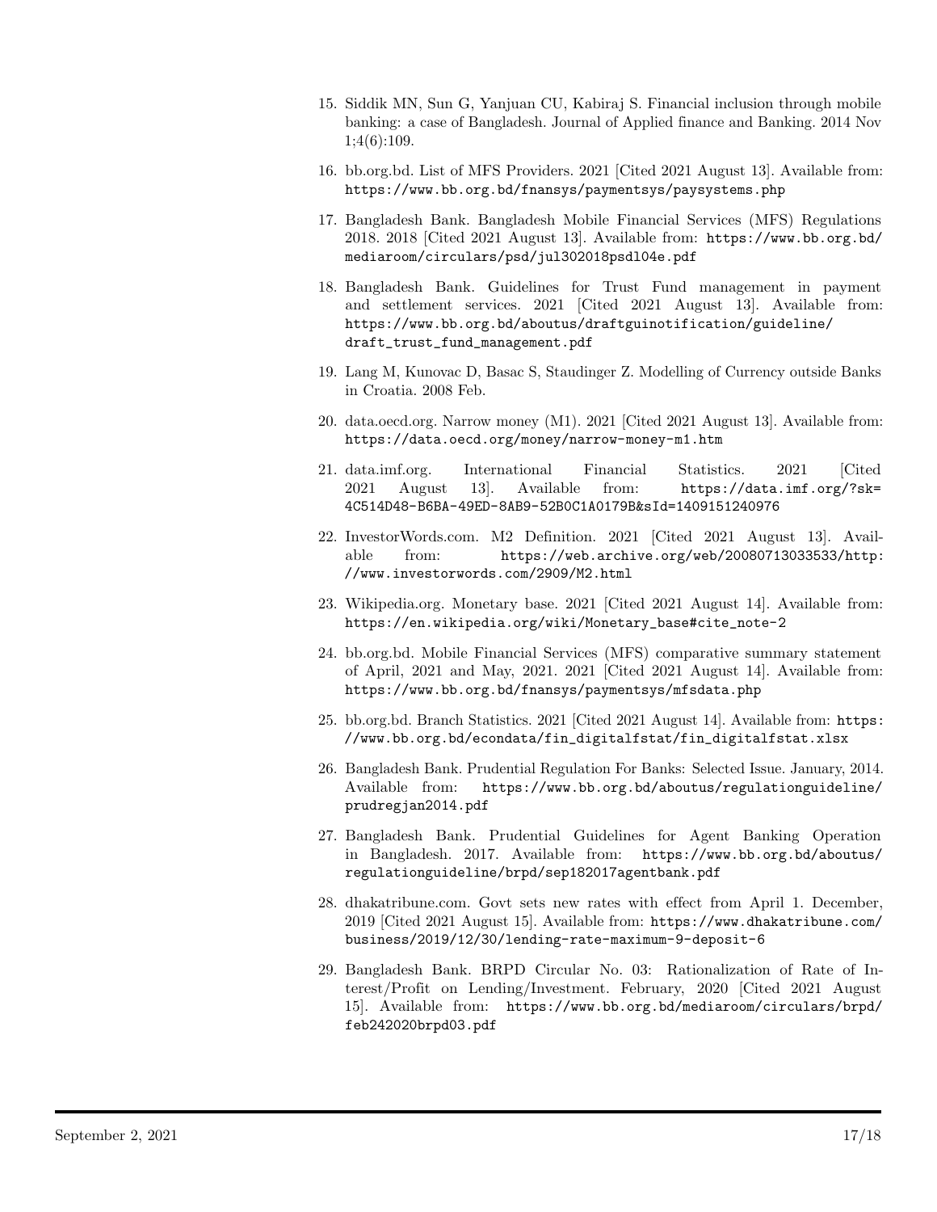15. Siddik MN, Sun G, Yanjuan CU, Kabiraj S. Financial inclusion through mobile banking: a case of Bangladesh. Journal of Applied finance and Banking. 2014 Nov 1;4(6):109.

16. bb.org.bd. List of MFS Providers. 2021 [Cited 2021 August 13]. Available from: https://www.bb.org.bd/fnansys/paymentsys/paysystems.php

17. Bangladesh Bank. Bangladesh Mobile Financial Services (MFS) Regulations 2018. 2018 [Cited 2021 August 13]. Available from: https://www.bb.org.bd/mediaroom/circulars/psd/jul302018psdl04e.pdf

18. Bangladesh Bank. Guidelines for Trust Fund management in payment and settlement services. 2021 [Cited 2021 August 13]. Available from: https://www.bb.org.bd/aboutus/draftguinotification/guideline/draft_trust_fund_management.pdf

19. Lang M, Kunovac D, Basac S, Staudinger Z. Modelling of Currency outside Banks in Croatia. 2008 Feb.

20. data.oecd.org. Narrow money (M1). 2021 [Cited 2021 August 13]. Available from: https://data.oecd.org/money/narrow-money-m1.htm

21. data.imf.org. International Financial Statistics. 2021 [Cited 2021 August 13]. Available from: https://data.imf.org/?sk=4C514D48-B6BA-49ED-8AB9-52B0C1A0179B&sId=1409151240976

22. InvestorWords.com. M2 Definition. 2021 [Cited 2021 August 13]. Available from: https://web.archive.org/web/20080713033533/http://www.investorwords.com/2909/M2.html

23. Wikipedia.org. Monetary base. 2021 [Cited 2021 August 14]. Available from: https://en.wikipedia.org/wiki/Monetary_base#cite_note-2

24. bb.org.bd. Mobile Financial Services (MFS) comparative summary statement of April, 2021 and May, 2021. 2021 [Cited 2021 August 14]. Available from: https://www.bb.org.bd/fnansys/paymentsys/mfsdata.php

25. bb.org.bd. Branch Statistics. 2021 [Cited 2021 August 14]. Available from: https://www.bb.org.bd/econdata/fin_digitalfstat/fin_digitalfstat.xlsx

26. Bangladesh Bank. Prudential Regulation For Banks: Selected Issue. January, 2014. Available from: https://www.bb.org.bd/aboutus/regulationguideline/prudregjan2014.pdf

27. Bangladesh Bank. Prudential Guidelines for Agent Banking Operation in Bangladesh. 2017. Available from: https://www.bb.org.bd/aboutus/regulationguideline/brpd/sep182017agentbank.pdf

28. dhakatribune.com. Govt sets new rates with effect from April 1. December, 2019 [Cited 2021 August 15]. Available from: https://www.dhakatribune.com/business/2019/12/30/lending-rate-maximum-9-deposit-6

29. Bangladesh Bank. BRPD Circular No. 03: Rationalization of Rate of Interest/Profit on Lending/Investment. February, 2020 [Cited 2021 August 15]. Available from: https://www.bb.org.bd/mediaroom/circulars/brpd/feb242020brpd03.pdf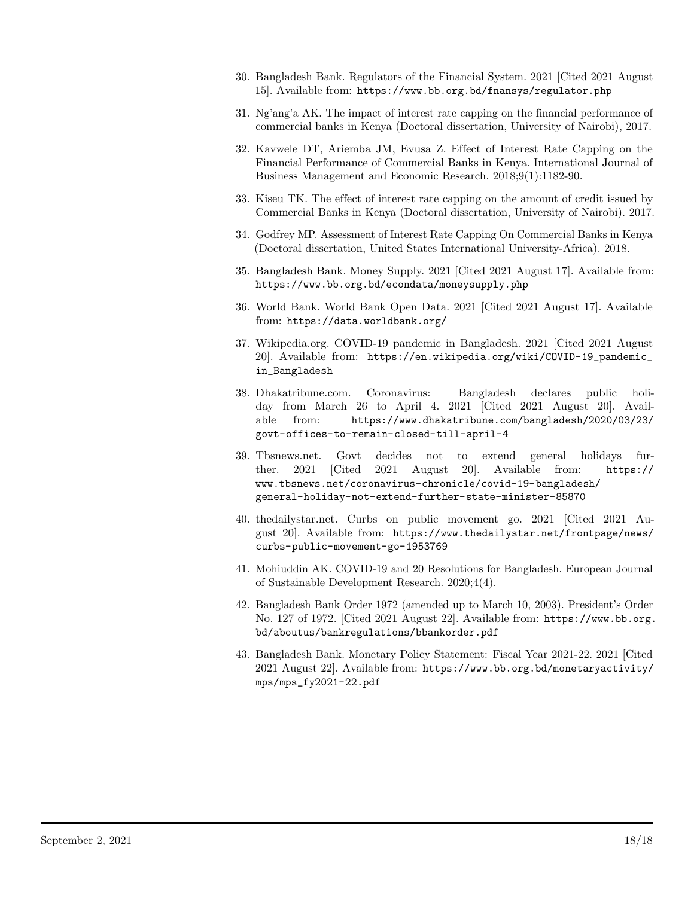30. Bangladesh Bank. Regulators of the Financial System. 2021 [Cited 2021 August 15]. Available from: https://www.bb.org.bd/fnansys/regulator.php
31. Ng'ang'a AK. The impact of interest rate capping on the financial performance of commercial banks in Kenya (Doctoral dissertation, University of Nairobi), 2017.
32. Kavwele DT, Ariemba JM, Evusa Z. Effect of Interest Rate Capping on the Financial Performance of Commercial Banks in Kenya. International Journal of Business Management and Economic Research. 2018;9(1):1182-90.
33. Kiseu TK. The effect of interest rate capping on the amount of credit issued by Commercial Banks in Kenya (Doctoral dissertation, University of Nairobi). 2017.
34. Godfrey MP. Assessment of Interest Rate Capping On Commercial Banks in Kenya (Doctoral dissertation, United States International University-Africa). 2018.
35. Bangladesh Bank. Money Supply. 2021 [Cited 2021 August 17]. Available from: https://www.bb.org.bd/econdata/moneysupply.php
36. World Bank. World Bank Open Data. 2021 [Cited 2021 August 17]. Available from: https://data.worldbank.org/
37. Wikipedia.org. COVID-19 pandemic in Bangladesh. 2021 [Cited 2021 August 20]. Available from: https://en.wikipedia.org/wiki/COVID-19_pandemic_in_Bangladesh
38. Dhakatribune.com. Coronavirus: Bangladesh declares public holiday from March 26 to April 4. 2021 [Cited 2021 August 20]. Available from: https://www.dhakatribune.com/bangladesh/2020/03/23/govt-offices-to-remain-closed-till-april-4
39. Tbsnews.net. Govt decides not to extend general holidays further. 2021 [Cited 2021 August 20]. Available from: https://www.tbsnews.net/coronavirus-chronicle/covid-19-bangladesh/general-holiday-not-extend-further-state-minister-85870
40. thedailystar.net. Curbs on public movement go. 2021 [Cited 2021 August 20]. Available from: https://www.thedailystar.net/frontpage/news/curbs-public-movement-go-1953769
41. Mohiuddin AK. COVID-19 and 20 Resolutions for Bangladesh. European Journal of Sustainable Development Research. 2020;4(4).
42. Bangladesh Bank Order 1972 (amended up to March 10, 2003). President's Order No. 127 of 1972. [Cited 2021 August 22]. Available from: https://www.bb.org.bd/aboutus/bankregulations/bbankorder.pdf
43. Bangladesh Bank. Monetary Policy Statement: Fiscal Year 2021-22. 2021 [Cited 2021 August 22]. Available from: https://www.bb.org.bd/monetaryactivity/mps/mps_fy2021-22.pdf